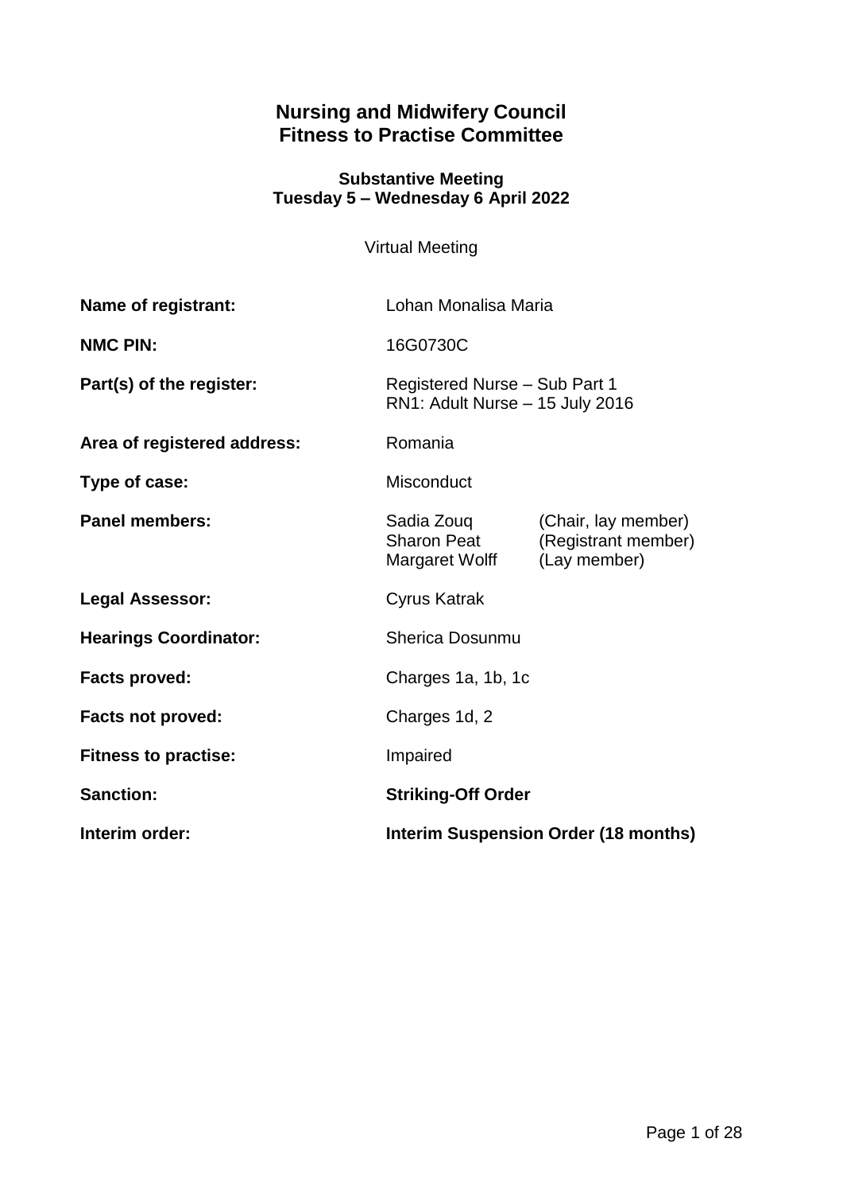# Nursing and Midwifery Council
# Fitness to Practise Committee

**Substantive Meeting**
**Tuesday 5 – Wednesday 6 April 2022**

Virtual Meeting

| | |
|---|---|
| **Name of registrant:** | Lohan Monalisa Maria |
| **NMC PIN:** | 16G0730C |
| **Part(s) of the register:** | Registered Nurse – Sub Part 1<br>RN1: Adult Nurse – 15 July 2016 |
| **Area of registered address:** | Romania |
| **Type of case:** | Misconduct |
| **Panel members:** | Sadia Zouq (Chair, lay member)<br>Sharon Peat (Registrant member)<br>Margaret Wolff (Lay member) |
| **Legal Assessor:** | Cyrus Katrak |
| **Hearings Coordinator:** | Sherica Dosunmu |
| **Facts proved:** | Charges 1a, 1b, 1c |
| **Facts not proved:** | Charges 1d, 2 |
| **Fitness to practise:** | Impaired |
| **Sanction:** | **Striking-Off Order** |
| **Interim order:** | **Interim Suspension Order (18 months)** |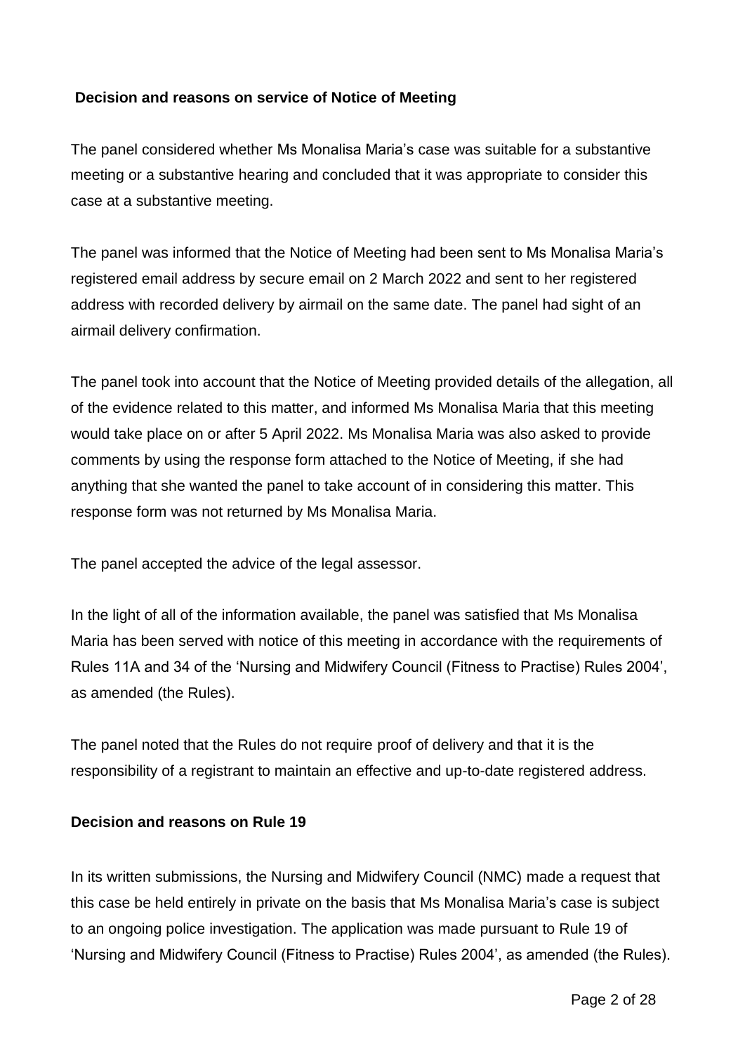**Decision and reasons on service of Notice of Meeting**

The panel considered whether Ms Monalisa Maria's case was suitable for a substantive meeting or a substantive hearing and concluded that it was appropriate to consider this case at a substantive meeting.

The panel was informed that the Notice of Meeting had been sent to Ms Monalisa Maria's registered email address by secure email on 2 March 2022 and sent to her registered address with recorded delivery by airmail on the same date. The panel had sight of an airmail delivery confirmation.

The panel took into account that the Notice of Meeting provided details of the allegation, all of the evidence related to this matter, and informed Ms Monalisa Maria that this meeting would take place on or after 5 April 2022. Ms Monalisa Maria was also asked to provide comments by using the response form attached to the Notice of Meeting, if she had anything that she wanted the panel to take account of in considering this matter. This response form was not returned by Ms Monalisa Maria.

The panel accepted the advice of the legal assessor.

In the light of all of the information available, the panel was satisfied that Ms Monalisa Maria has been served with notice of this meeting in accordance with the requirements of Rules 11A and 34 of the 'Nursing and Midwifery Council (Fitness to Practise) Rules 2004', as amended (the Rules).

The panel noted that the Rules do not require proof of delivery and that it is the responsibility of a registrant to maintain an effective and up-to-date registered address.

**Decision and reasons on Rule 19**

In its written submissions, the Nursing and Midwifery Council (NMC) made a request that this case be held entirely in private on the basis that Ms Monalisa Maria's case is subject to an ongoing police investigation. The application was made pursuant to Rule 19 of 'Nursing and Midwifery Council (Fitness to Practise) Rules 2004', as amended (the Rules).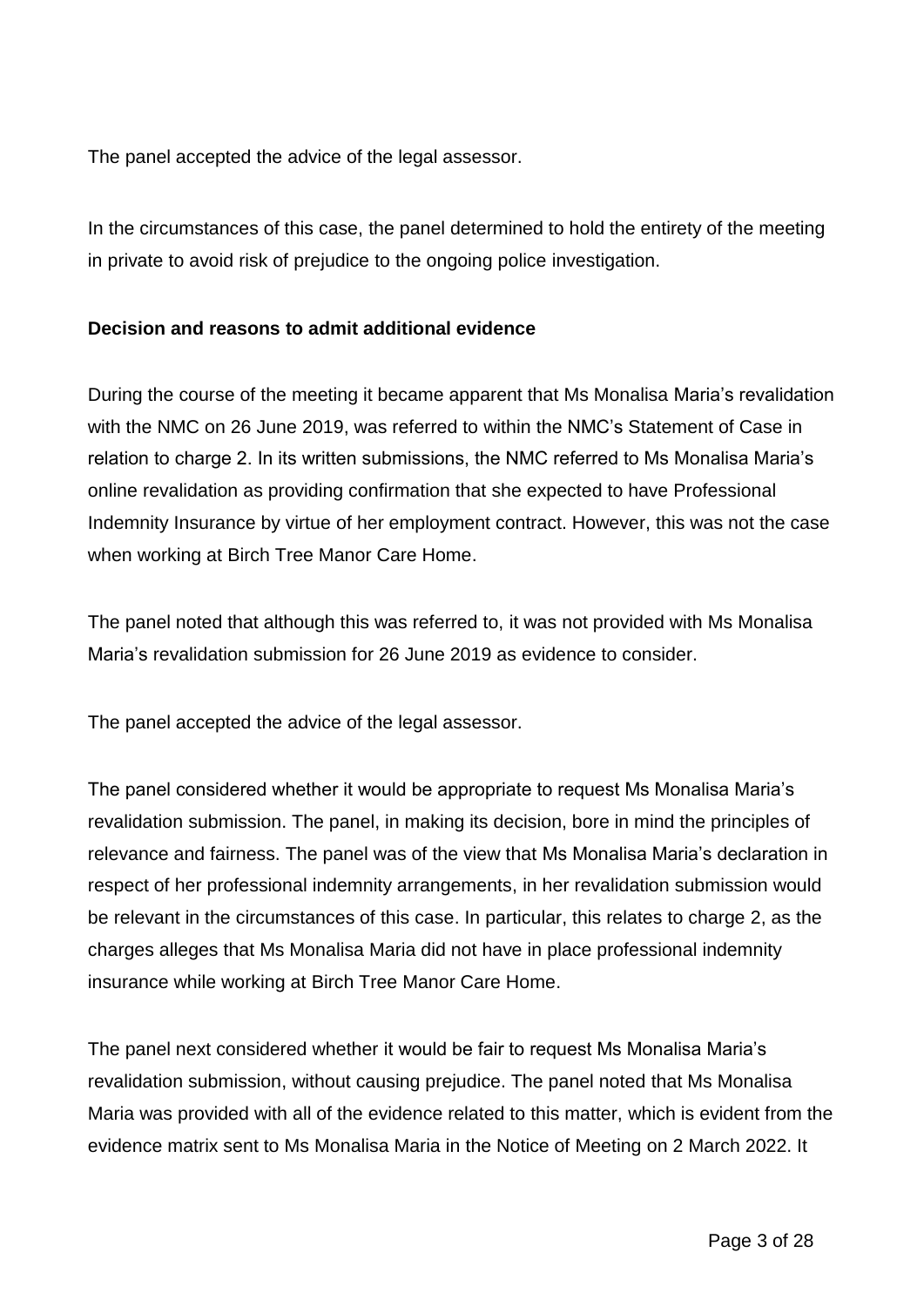The panel accepted the advice of the legal assessor.

In the circumstances of this case, the panel determined to hold the entirety of the meeting in private to avoid risk of prejudice to the ongoing police investigation.

**Decision and reasons to admit additional evidence**

During the course of the meeting it became apparent that Ms Monalisa Maria's revalidation with the NMC on 26 June 2019, was referred to within the NMC's Statement of Case in relation to charge 2. In its written submissions, the NMC referred to Ms Monalisa Maria's online revalidation as providing confirmation that she expected to have Professional Indemnity Insurance by virtue of her employment contract. However, this was not the case when working at Birch Tree Manor Care Home.

The panel noted that although this was referred to, it was not provided with Ms Monalisa Maria's revalidation submission for 26 June 2019 as evidence to consider.

The panel accepted the advice of the legal assessor.

The panel considered whether it would be appropriate to request Ms Monalisa Maria's revalidation submission. The panel, in making its decision, bore in mind the principles of relevance and fairness. The panel was of the view that Ms Monalisa Maria's declaration in respect of her professional indemnity arrangements, in her revalidation submission would be relevant in the circumstances of this case. In particular, this relates to charge 2, as the charges alleges that Ms Monalisa Maria did not have in place professional indemnity insurance while working at Birch Tree Manor Care Home.

The panel next considered whether it would be fair to request Ms Monalisa Maria's revalidation submission, without causing prejudice. The panel noted that Ms Monalisa Maria was provided with all of the evidence related to this matter, which is evident from the evidence matrix sent to Ms Monalisa Maria in the Notice of Meeting on 2 March 2022. It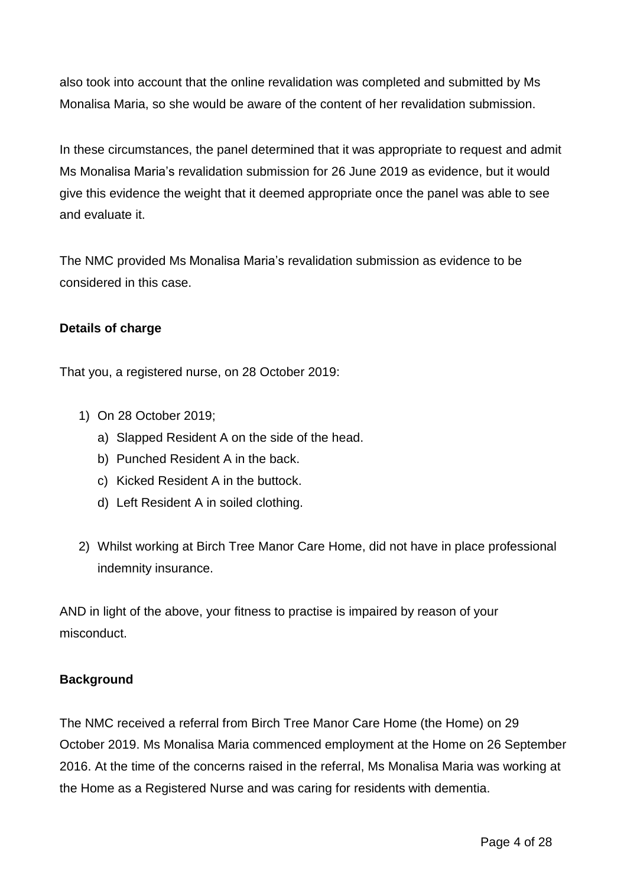also took into account that the online revalidation was completed and submitted by Ms Monalisa Maria, so she would be aware of the content of her revalidation submission.

In these circumstances, the panel determined that it was appropriate to request and admit Ms Monalisa Maria's revalidation submission for 26 June 2019 as evidence, but it would give this evidence the weight that it deemed appropriate once the panel was able to see and evaluate it.

The NMC provided Ms Monalisa Maria's revalidation submission as evidence to be considered in this case.

**Details of charge**

That you, a registered nurse, on 28 October 2019:

1) On 28 October 2019;
   a) Slapped Resident A on the side of the head.
   b) Punched Resident A in the back.
   c) Kicked Resident A in the buttock.
   d) Left Resident A in soiled clothing.

2) Whilst working at Birch Tree Manor Care Home, did not have in place professional indemnity insurance.

AND in light of the above, your fitness to practise is impaired by reason of your misconduct.

**Background**

The NMC received a referral from Birch Tree Manor Care Home (the Home) on 29 October 2019. Ms Monalisa Maria commenced employment at the Home on 26 September 2016. At the time of the concerns raised in the referral, Ms Monalisa Maria was working at the Home as a Registered Nurse and was caring for residents with dementia.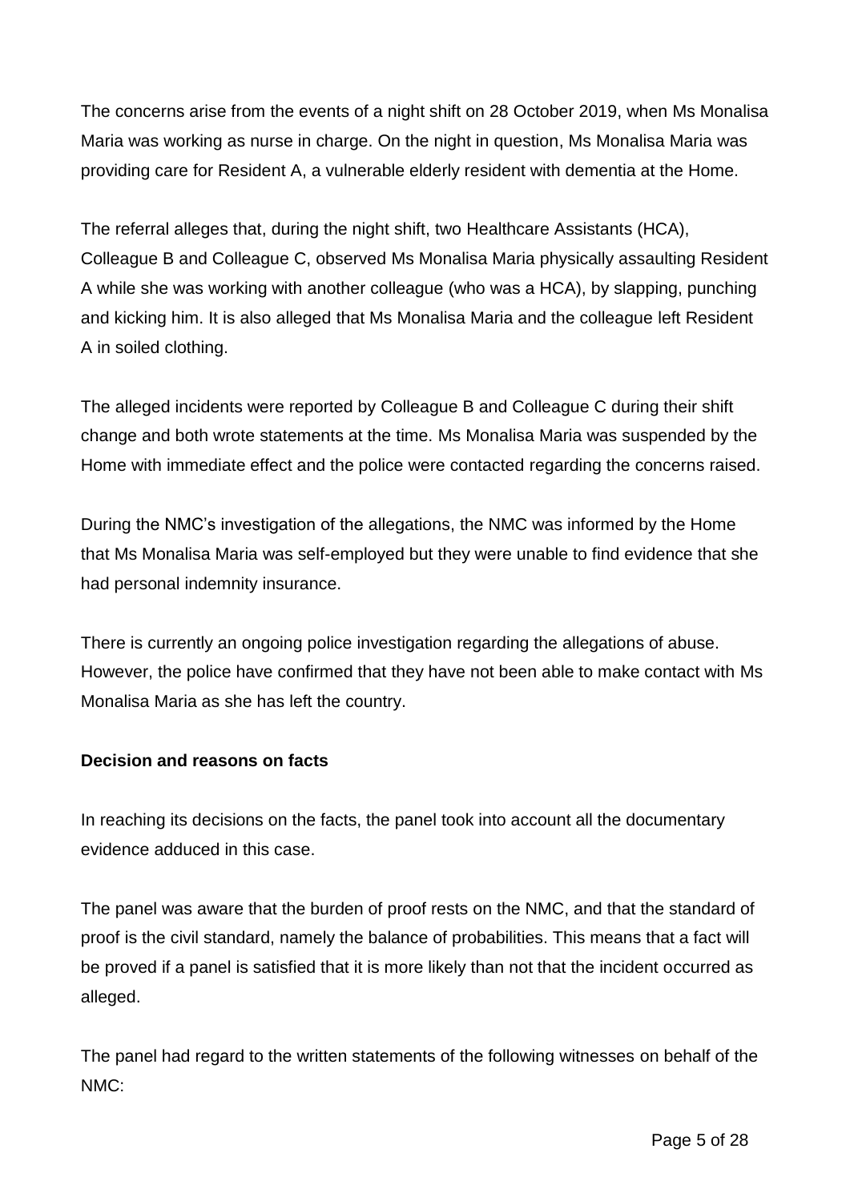The concerns arise from the events of a night shift on 28 October 2019, when Ms Monalisa Maria was working as nurse in charge. On the night in question, Ms Monalisa Maria was providing care for Resident A, a vulnerable elderly resident with dementia at the Home.

The referral alleges that, during the night shift, two Healthcare Assistants (HCA), Colleague B and Colleague C, observed Ms Monalisa Maria physically assaulting Resident A while she was working with another colleague (who was a HCA), by slapping, punching and kicking him. It is also alleged that Ms Monalisa Maria and the colleague left Resident A in soiled clothing.

The alleged incidents were reported by Colleague B and Colleague C during their shift change and both wrote statements at the time. Ms Monalisa Maria was suspended by the Home with immediate effect and the police were contacted regarding the concerns raised.

During the NMC's investigation of the allegations, the NMC was informed by the Home that Ms Monalisa Maria was self-employed but they were unable to find evidence that she had personal indemnity insurance.

There is currently an ongoing police investigation regarding the allegations of abuse. However, the police have confirmed that they have not been able to make contact with Ms Monalisa Maria as she has left the country.

**Decision and reasons on facts**

In reaching its decisions on the facts, the panel took into account all the documentary evidence adduced in this case.

The panel was aware that the burden of proof rests on the NMC, and that the standard of proof is the civil standard, namely the balance of probabilities. This means that a fact will be proved if a panel is satisfied that it is more likely than not that the incident occurred as alleged.

The panel had regard to the written statements of the following witnesses on behalf of the NMC: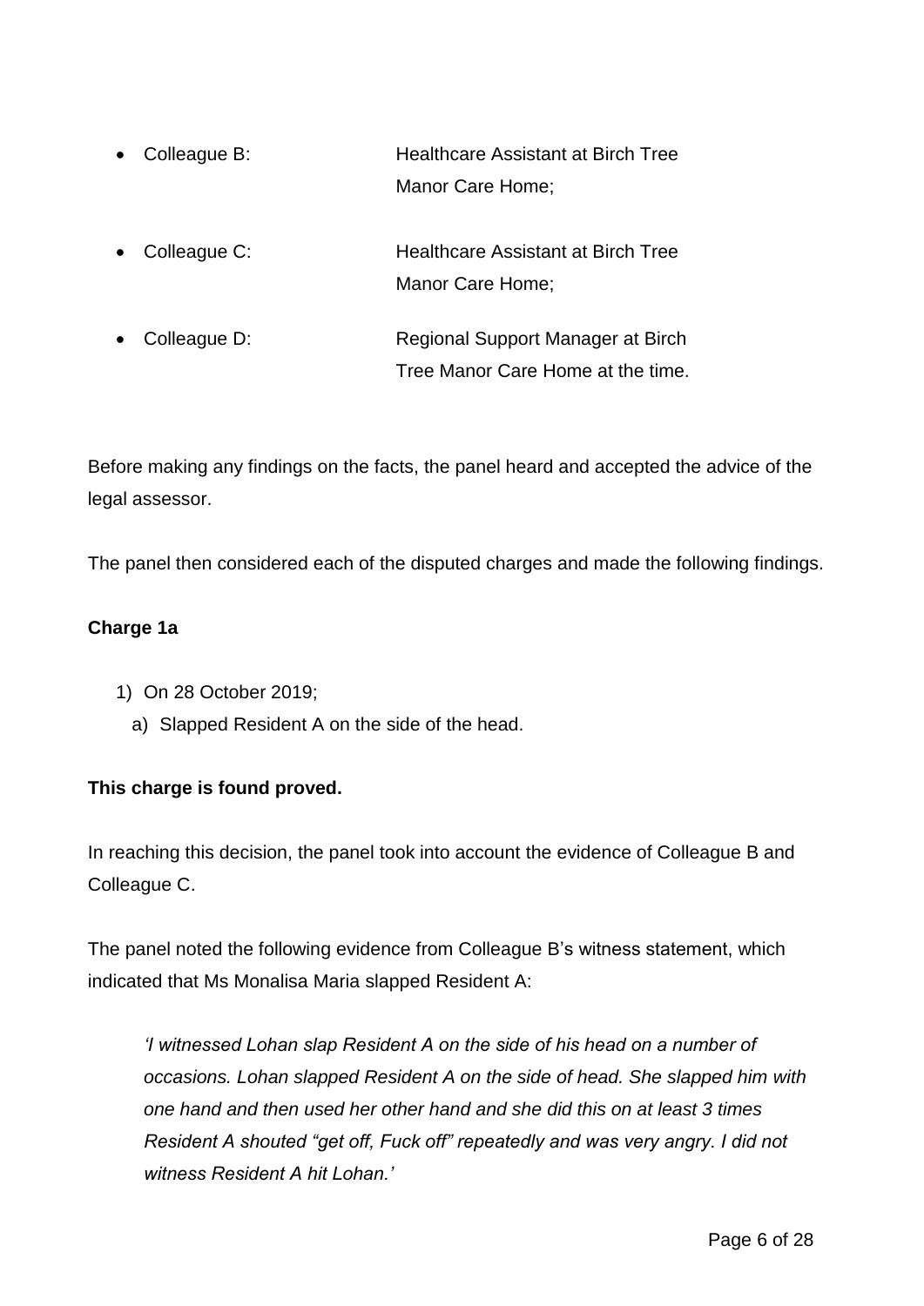- Colleague B: Healthcare Assistant at Birch Tree Manor Care Home;
- Colleague C: Healthcare Assistant at Birch Tree Manor Care Home;
- Colleague D: Regional Support Manager at Birch Tree Manor Care Home at the time.

Before making any findings on the facts, the panel heard and accepted the advice of the legal assessor.

The panel then considered each of the disputed charges and made the following findings.

**Charge 1a**

1) On 28 October 2019;
   a) Slapped Resident A on the side of the head.

**This charge is found proved.**

In reaching this decision, the panel took into account the evidence of Colleague B and Colleague C.

The panel noted the following evidence from Colleague B's witness statement, which indicated that Ms Monalisa Maria slapped Resident A:

> *'I witnessed Lohan slap Resident A on the side of his head on a number of occasions. Lohan slapped Resident A on the side of head. She slapped him with one hand and then used her other hand and she did this on at least 3 times Resident A shouted "get off, Fuck off" repeatedly and was very angry. I did not witness Resident A hit Lohan.'*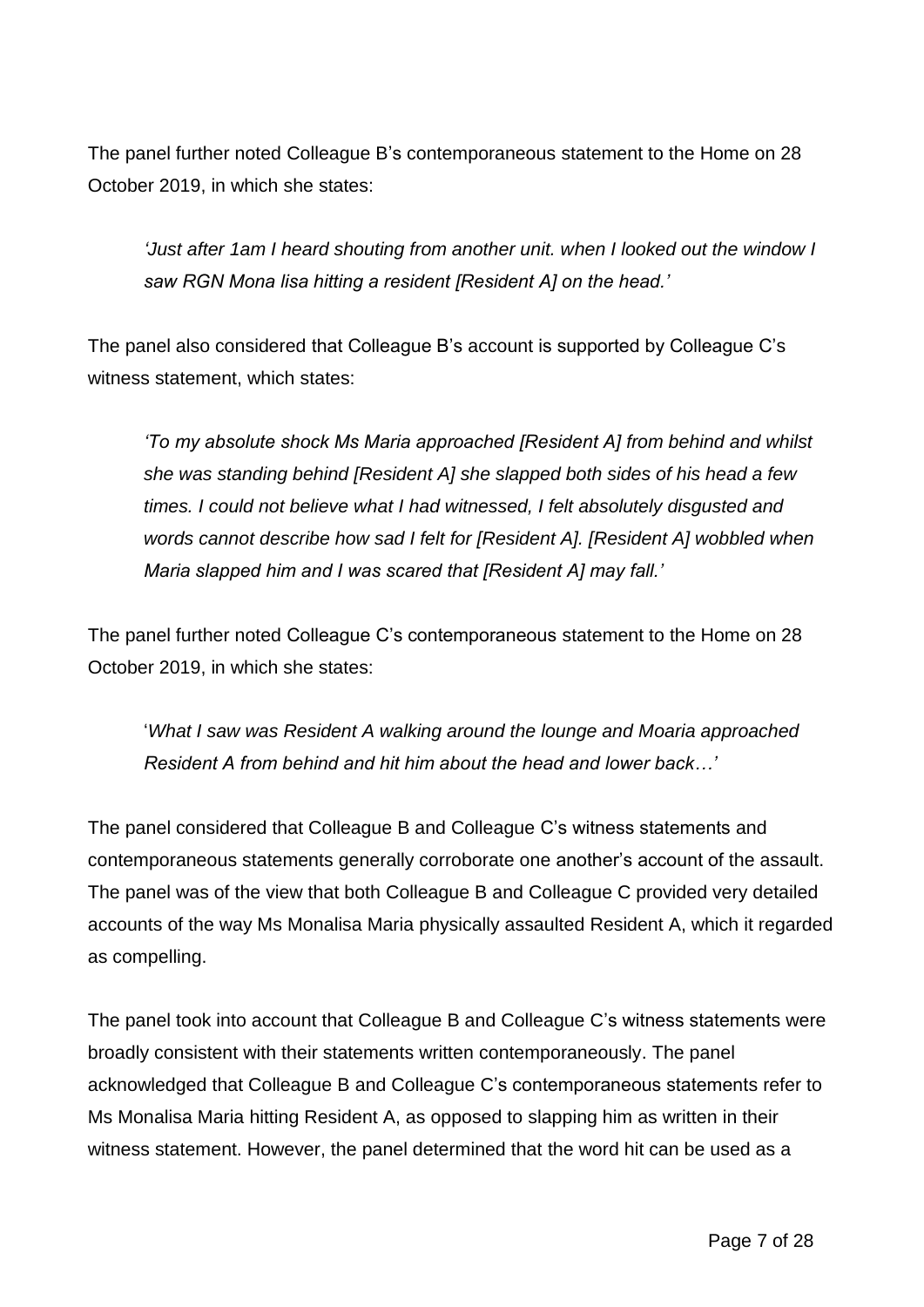The panel further noted Colleague B's contemporaneous statement to the Home on 28 October 2019, in which she states:

> *'Just after 1am I heard shouting from another unit. when I looked out the window I saw RGN Mona lisa hitting a resident [Resident A] on the head.'*

The panel also considered that Colleague B's account is supported by Colleague C's witness statement, which states:

> *'To my absolute shock Ms Maria approached [Resident A] from behind and whilst she was standing behind [Resident A] she slapped both sides of his head a few times. I could not believe what I had witnessed, I felt absolutely disgusted and words cannot describe how sad I felt for [Resident A]. [Resident A] wobbled when Maria slapped him and I was scared that [Resident A] may fall.'*

The panel further noted Colleague C's contemporaneous statement to the Home on 28 October 2019, in which she states:

> '*What I saw was Resident A walking around the lounge and Moaria approached Resident A from behind and hit him about the head and lower back…'*

The panel considered that Colleague B and Colleague C's witness statements and contemporaneous statements generally corroborate one another's account of the assault. The panel was of the view that both Colleague B and Colleague C provided very detailed accounts of the way Ms Monalisa Maria physically assaulted Resident A, which it regarded as compelling.

The panel took into account that Colleague B and Colleague C's witness statements were broadly consistent with their statements written contemporaneously. The panel acknowledged that Colleague B and Colleague C's contemporaneous statements refer to Ms Monalisa Maria hitting Resident A, as opposed to slapping him as written in their witness statement. However, the panel determined that the word hit can be used as a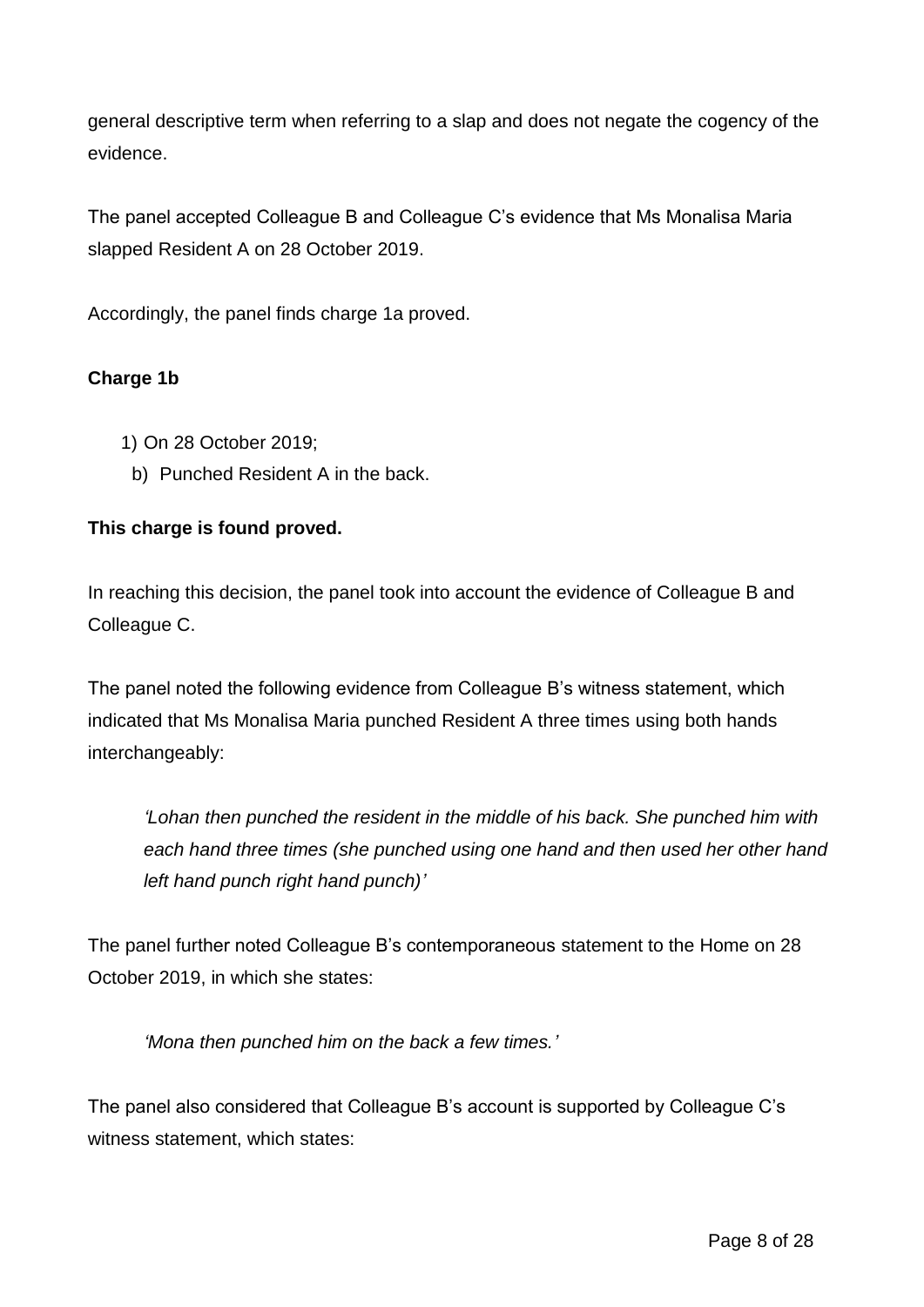general descriptive term when referring to a slap and does not negate the cogency of the evidence.

The panel accepted Colleague B and Colleague C's evidence that Ms Monalisa Maria slapped Resident A on 28 October 2019.

Accordingly, the panel finds charge 1a proved.

**Charge 1b**

1) On 28 October 2019;
   b) Punched Resident A in the back.

**This charge is found proved.**

In reaching this decision, the panel took into account the evidence of Colleague B and Colleague C.

The panel noted the following evidence from Colleague B's witness statement, which indicated that Ms Monalisa Maria punched Resident A three times using both hands interchangeably:

> *'Lohan then punched the resident in the middle of his back. She punched him with each hand three times (she punched using one hand and then used her other hand left hand punch right hand punch)'*

The panel further noted Colleague B's contemporaneous statement to the Home on 28 October 2019, in which she states:

> *'Mona then punched him on the back a few times.'*

The panel also considered that Colleague B's account is supported by Colleague C's witness statement, which states: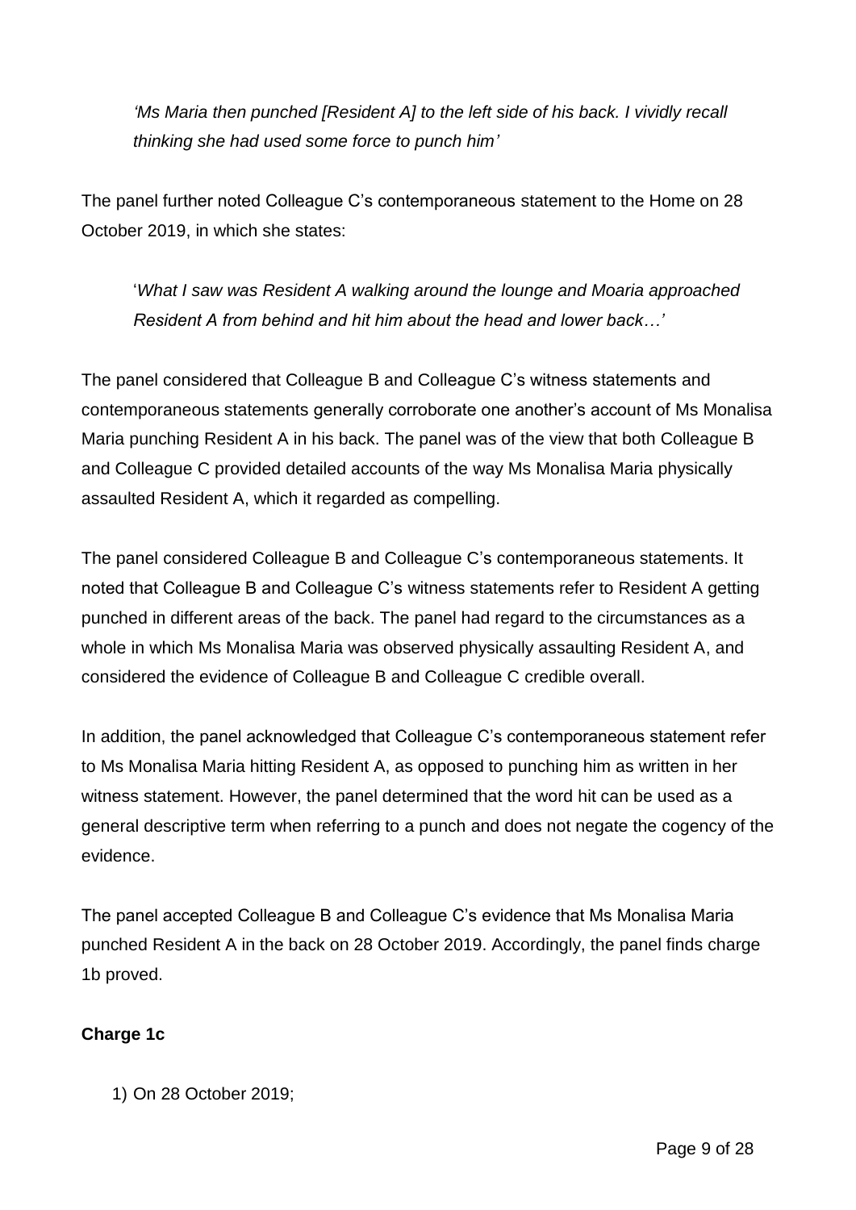*'Ms Maria then punched [Resident A] to the left side of his back. I vividly recall thinking she had used some force to punch him'*

The panel further noted Colleague C's contemporaneous statement to the Home on 28 October 2019, in which she states:

'*What I saw was Resident A walking around the lounge and Moaria approached Resident A from behind and hit him about the head and lower back…'*

The panel considered that Colleague B and Colleague C's witness statements and contemporaneous statements generally corroborate one another's account of Ms Monalisa Maria punching Resident A in his back. The panel was of the view that both Colleague B and Colleague C provided detailed accounts of the way Ms Monalisa Maria physically assaulted Resident A, which it regarded as compelling.

The panel considered Colleague B and Colleague C's contemporaneous statements. It noted that Colleague B and Colleague C's witness statements refer to Resident A getting punched in different areas of the back. The panel had regard to the circumstances as a whole in which Ms Monalisa Maria was observed physically assaulting Resident A, and considered the evidence of Colleague B and Colleague C credible overall.

In addition, the panel acknowledged that Colleague C's contemporaneous statement refer to Ms Monalisa Maria hitting Resident A, as opposed to punching him as written in her witness statement. However, the panel determined that the word hit can be used as a general descriptive term when referring to a punch and does not negate the cogency of the evidence.

The panel accepted Colleague B and Colleague C's evidence that Ms Monalisa Maria punched Resident A in the back on 28 October 2019. Accordingly, the panel finds charge 1b proved.

**Charge 1c**

1) On 28 October 2019;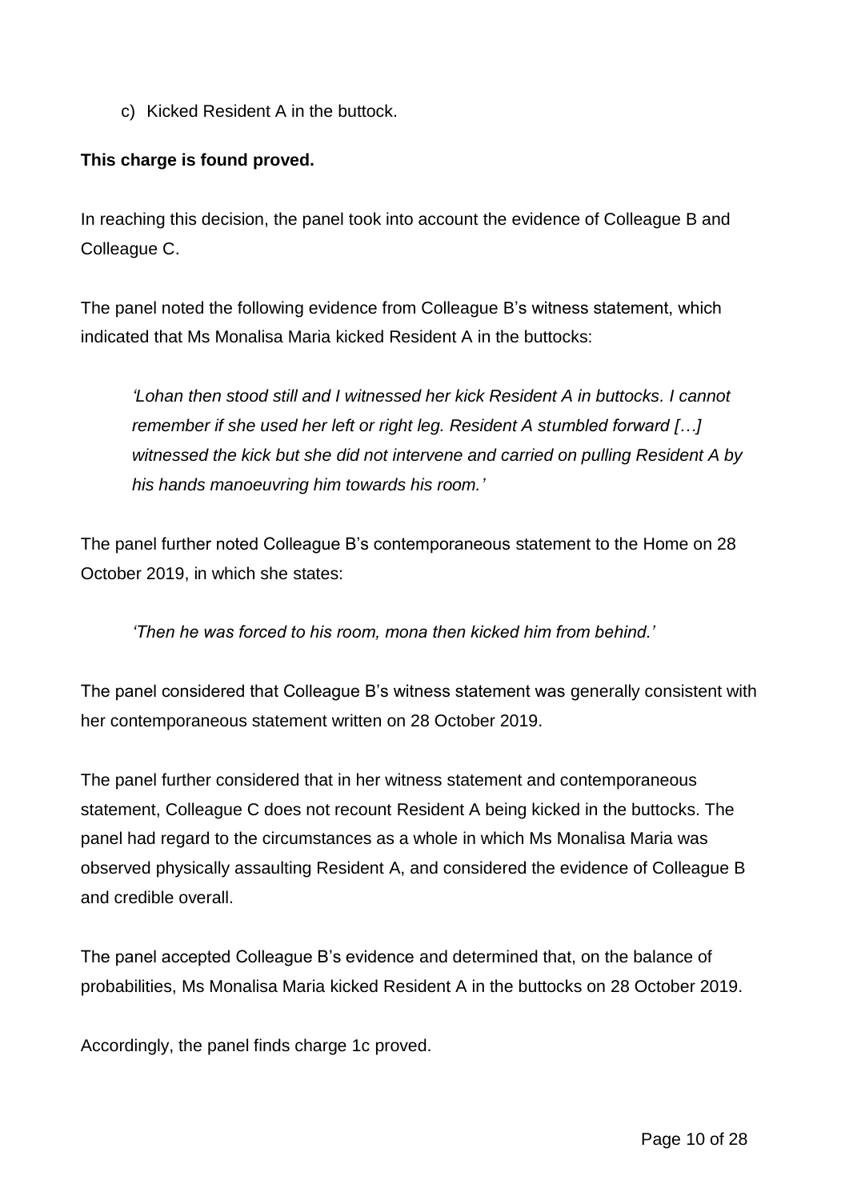c) Kicked Resident A in the buttock.

**This charge is found proved.**

In reaching this decision, the panel took into account the evidence of Colleague B and Colleague C.

The panel noted the following evidence from Colleague B's witness statement, which indicated that Ms Monalisa Maria kicked Resident A in the buttocks:

> *'Lohan then stood still and I witnessed her kick Resident A in buttocks. I cannot remember if she used her left or right leg. Resident A stumbled forward […] witnessed the kick but she did not intervene and carried on pulling Resident A by his hands manoeuvring him towards his room.'*

The panel further noted Colleague B's contemporaneous statement to the Home on 28 October 2019, in which she states:

> *'Then he was forced to his room, mona then kicked him from behind.'*

The panel considered that Colleague B's witness statement was generally consistent with her contemporaneous statement written on 28 October 2019.

The panel further considered that in her witness statement and contemporaneous statement, Colleague C does not recount Resident A being kicked in the buttocks. The panel had regard to the circumstances as a whole in which Ms Monalisa Maria was observed physically assaulting Resident A, and considered the evidence of Colleague B and credible overall.

The panel accepted Colleague B's evidence and determined that, on the balance of probabilities, Ms Monalisa Maria kicked Resident A in the buttocks on 28 October 2019.

Accordingly, the panel finds charge 1c proved.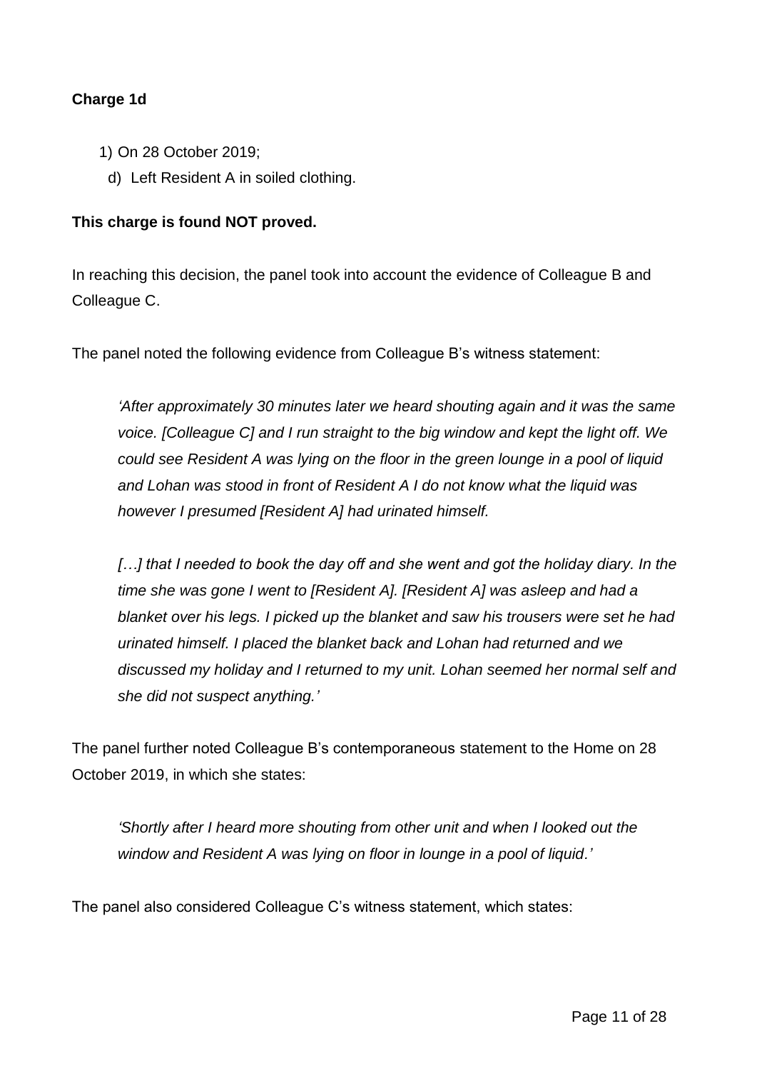**Charge 1d**

1) On 28 October 2019;

   d) Left Resident A in soiled clothing.

**This charge is found NOT proved.**

In reaching this decision, the panel took into account the evidence of Colleague B and Colleague C.

The panel noted the following evidence from Colleague B's witness statement:

> *'After approximately 30 minutes later we heard shouting again and it was the same voice. [Colleague C] and I run straight to the big window and kept the light off. We could see Resident A was lying on the floor in the green lounge in a pool of liquid and Lohan was stood in front of Resident A I do not know what the liquid was however I presumed [Resident A] had urinated himself.*
>
> *[…] that I needed to book the day off and she went and got the holiday diary. In the time she was gone I went to [Resident A]. [Resident A] was asleep and had a blanket over his legs. I picked up the blanket and saw his trousers were set he had urinated himself. I placed the blanket back and Lohan had returned and we discussed my holiday and I returned to my unit. Lohan seemed her normal self and she did not suspect anything.'*

The panel further noted Colleague B's contemporaneous statement to the Home on 28 October 2019, in which she states:

> *'Shortly after I heard more shouting from other unit and when I looked out the window and Resident A was lying on floor in lounge in a pool of liquid.'*

The panel also considered Colleague C's witness statement, which states: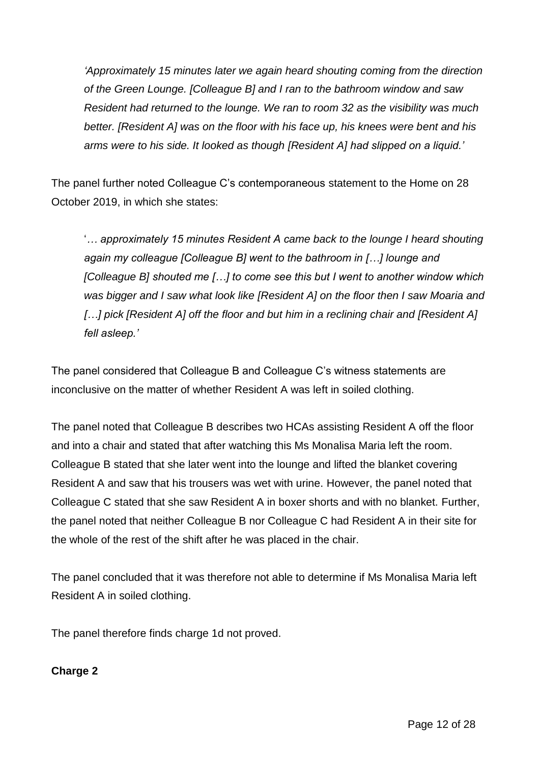*'Approximately 15 minutes later we again heard shouting coming from the direction of the Green Lounge. [Colleague B] and I ran to the bathroom window and saw Resident had returned to the lounge. We ran to room 32 as the visibility was much better. [Resident A] was on the floor with his face up, his knees were bent and his arms were to his side. It looked as though [Resident A] had slipped on a liquid.'*

The panel further noted Colleague C's contemporaneous statement to the Home on 28 October 2019, in which she states:

'*… approximately 15 minutes Resident A came back to the lounge I heard shouting again my colleague [Colleague B] went to the bathroom in […] lounge and [Colleague B] shouted me […] to come see this but I went to another window which was bigger and I saw what look like [Resident A] on the floor then I saw Moaria and […] pick [Resident A] off the floor and but him in a reclining chair and [Resident A] fell asleep.'*

The panel considered that Colleague B and Colleague C's witness statements are inconclusive on the matter of whether Resident A was left in soiled clothing.

The panel noted that Colleague B describes two HCAs assisting Resident A off the floor and into a chair and stated that after watching this Ms Monalisa Maria left the room. Colleague B stated that she later went into the lounge and lifted the blanket covering Resident A and saw that his trousers was wet with urine. However, the panel noted that Colleague C stated that she saw Resident A in boxer shorts and with no blanket. Further, the panel noted that neither Colleague B nor Colleague C had Resident A in their site for the whole of the rest of the shift after he was placed in the chair.

The panel concluded that it was therefore not able to determine if Ms Monalisa Maria left Resident A in soiled clothing.

The panel therefore finds charge 1d not proved.

**Charge 2**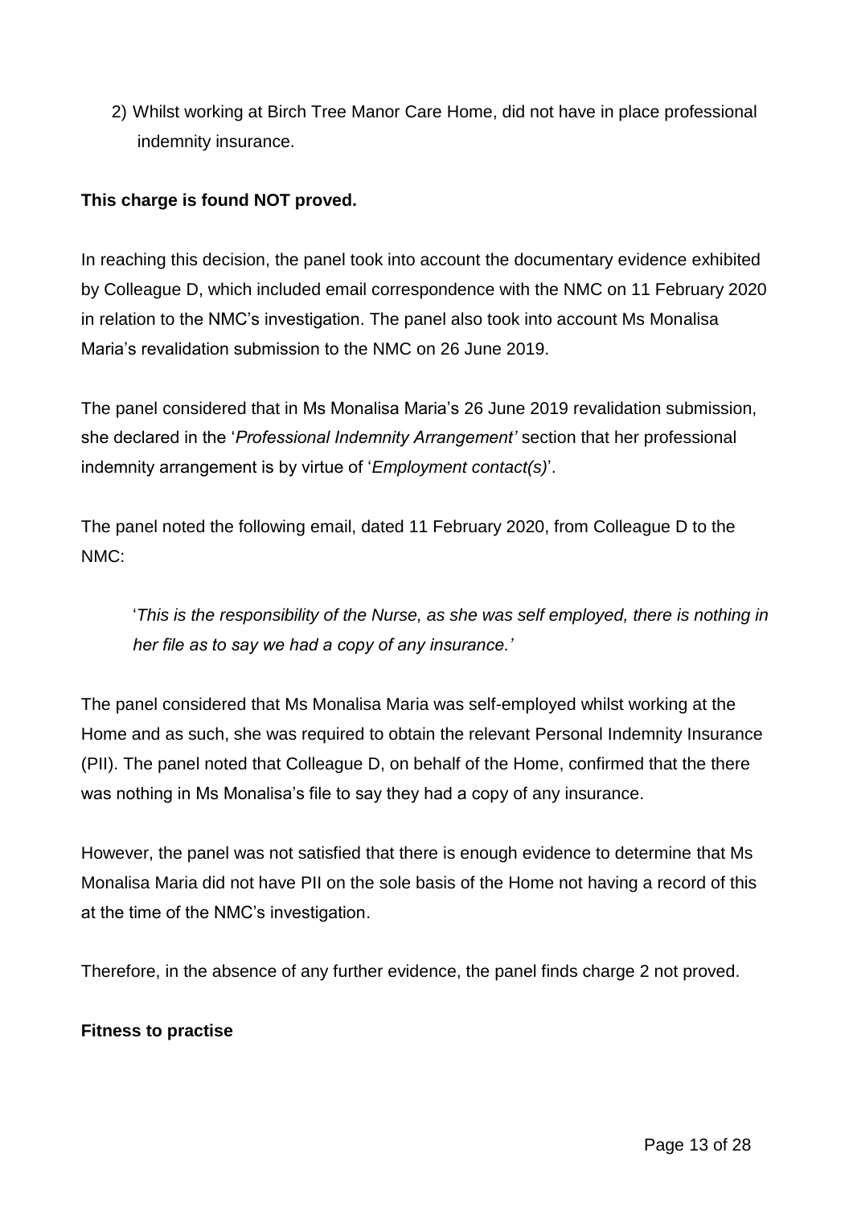2) Whilst working at Birch Tree Manor Care Home, did not have in place professional indemnity insurance.

**This charge is found NOT proved.**

In reaching this decision, the panel took into account the documentary evidence exhibited by Colleague D, which included email correspondence with the NMC on 11 February 2020 in relation to the NMC's investigation. The panel also took into account Ms Monalisa Maria's revalidation submission to the NMC on 26 June 2019.

The panel considered that in Ms Monalisa Maria's 26 June 2019 revalidation submission, she declared in the '*Professional Indemnity Arrangement'* section that her professional indemnity arrangement is by virtue of '*Employment contact(s)*'.

The panel noted the following email, dated 11 February 2020, from Colleague D to the NMC:

> '*This is the responsibility of the Nurse, as she was self employed, there is nothing in her file as to say we had a copy of any insurance.'*

The panel considered that Ms Monalisa Maria was self-employed whilst working at the Home and as such, she was required to obtain the relevant Personal Indemnity Insurance (PII). The panel noted that Colleague D, on behalf of the Home, confirmed that the there was nothing in Ms Monalisa's file to say they had a copy of any insurance.

However, the panel was not satisfied that there is enough evidence to determine that Ms Monalisa Maria did not have PII on the sole basis of the Home not having a record of this at the time of the NMC's investigation.

Therefore, in the absence of any further evidence, the panel finds charge 2 not proved.

**Fitness to practise**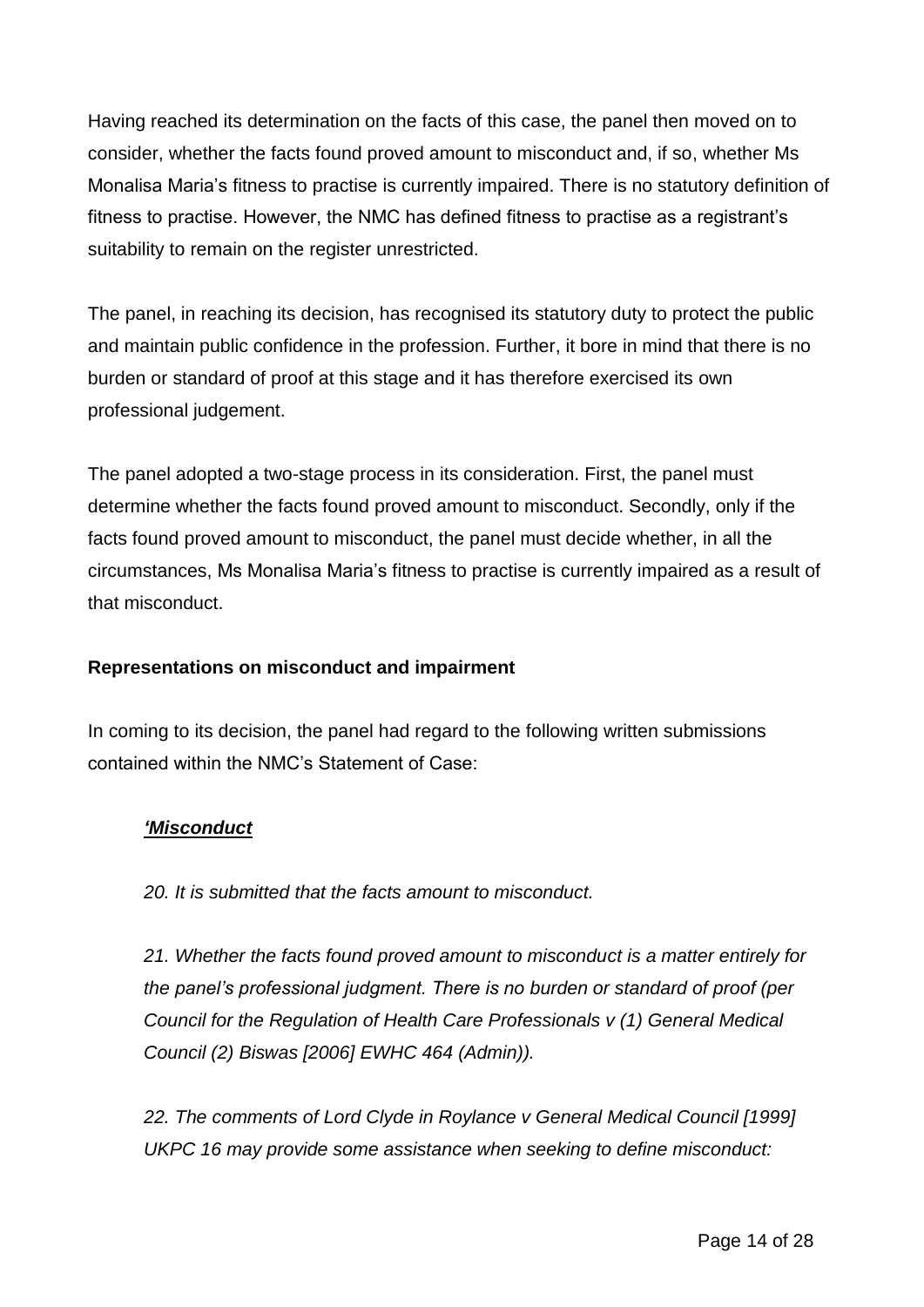Having reached its determination on the facts of this case, the panel then moved on to consider, whether the facts found proved amount to misconduct and, if so, whether Ms Monalisa Maria's fitness to practise is currently impaired. There is no statutory definition of fitness to practise. However, the NMC has defined fitness to practise as a registrant's suitability to remain on the register unrestricted.

The panel, in reaching its decision, has recognised its statutory duty to protect the public and maintain public confidence in the profession. Further, it bore in mind that there is no burden or standard of proof at this stage and it has therefore exercised its own professional judgement.

The panel adopted a two-stage process in its consideration. First, the panel must determine whether the facts found proved amount to misconduct. Secondly, only if the facts found proved amount to misconduct, the panel must decide whether, in all the circumstances, Ms Monalisa Maria's fitness to practise is currently impaired as a result of that misconduct.

**Representations on misconduct and impairment**

In coming to its decision, the panel had regard to the following written submissions contained within the NMC's Statement of Case:

> ***'Misconduct***
>
> *20. It is submitted that the facts amount to misconduct.*
>
> *21. Whether the facts found proved amount to misconduct is a matter entirely for the panel's professional judgment. There is no burden or standard of proof (per Council for the Regulation of Health Care Professionals v (1) General Medical Council (2) Biswas [2006] EWHC 464 (Admin)).*
>
> *22. The comments of Lord Clyde in Roylance v General Medical Council [1999] UKPC 16 may provide some assistance when seeking to define misconduct:*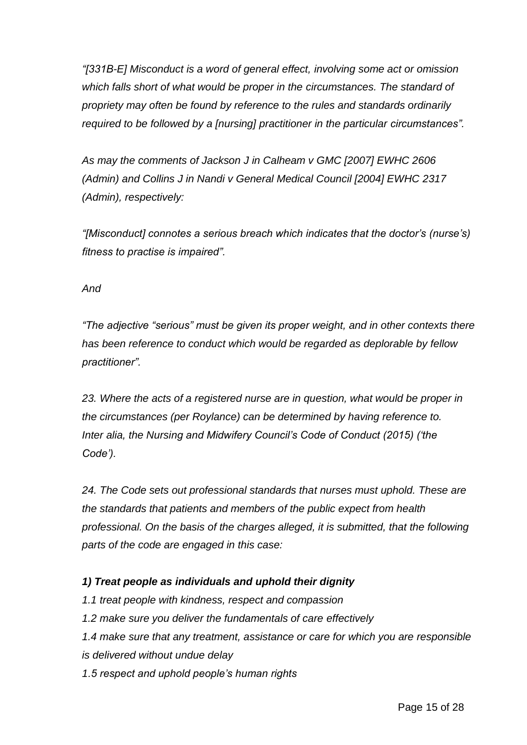*"[331B-E] Misconduct is a word of general effect, involving some act or omission which falls short of what would be proper in the circumstances. The standard of propriety may often be found by reference to the rules and standards ordinarily required to be followed by a [nursing] practitioner in the particular circumstances".*

*As may the comments of Jackson J in Calheam v GMC [2007] EWHC 2606 (Admin) and Collins J in Nandi v General Medical Council [2004] EWHC 2317 (Admin), respectively:*

*"[Misconduct] connotes a serious breach which indicates that the doctor's (nurse's) fitness to practise is impaired".*

*And*

*"The adjective "serious" must be given its proper weight, and in other contexts there has been reference to conduct which would be regarded as deplorable by fellow practitioner".*

*23. Where the acts of a registered nurse are in question, what would be proper in the circumstances (per Roylance) can be determined by having reference to. Inter alia, the Nursing and Midwifery Council's Code of Conduct (2015) ('the Code').*

*24. The Code sets out professional standards that nurses must uphold. These are the standards that patients and members of the public expect from health professional. On the basis of the charges alleged, it is submitted, that the following parts of the code are engaged in this case:*

***1) Treat people as individuals and uphold their dignity***

*1.1 treat people with kindness, respect and compassion*

*1.2 make sure you deliver the fundamentals of care effectively*

*1.4 make sure that any treatment, assistance or care for which you are responsible is delivered without undue delay*

*1.5 respect and uphold people's human rights*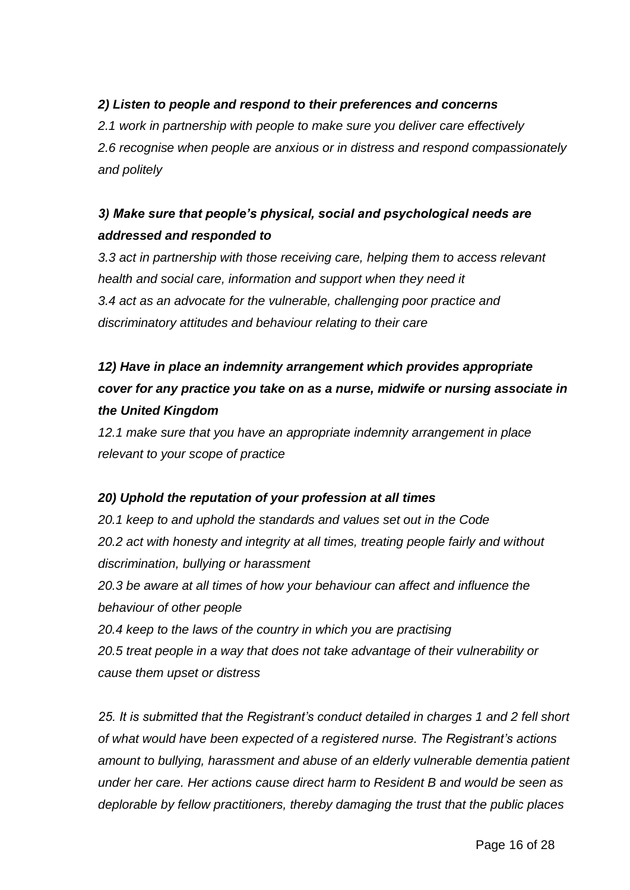***2) Listen to people and respond to their preferences and concerns***

*2.1 work in partnership with people to make sure you deliver care effectively*

*2.6 recognise when people are anxious or in distress and respond compassionately and politely*

***3) Make sure that people's physical, social and psychological needs are addressed and responded to***

*3.3 act in partnership with those receiving care, helping them to access relevant health and social care, information and support when they need it*

*3.4 act as an advocate for the vulnerable, challenging poor practice and discriminatory attitudes and behaviour relating to their care*

***12) Have in place an indemnity arrangement which provides appropriate cover for any practice you take on as a nurse, midwife or nursing associate in the United Kingdom***

*12.1 make sure that you have an appropriate indemnity arrangement in place relevant to your scope of practice*

***20) Uphold the reputation of your profession at all times***

*20.1 keep to and uphold the standards and values set out in the Code*

*20.2 act with honesty and integrity at all times, treating people fairly and without discrimination, bullying or harassment*

*20.3 be aware at all times of how your behaviour can affect and influence the behaviour of other people*

*20.4 keep to the laws of the country in which you are practising*

*20.5 treat people in a way that does not take advantage of their vulnerability or cause them upset or distress*

*25. It is submitted that the Registrant's conduct detailed in charges 1 and 2 fell short of what would have been expected of a registered nurse. The Registrant's actions amount to bullying, harassment and abuse of an elderly vulnerable dementia patient under her care. Her actions cause direct harm to Resident B and would be seen as deplorable by fellow practitioners, thereby damaging the trust that the public places*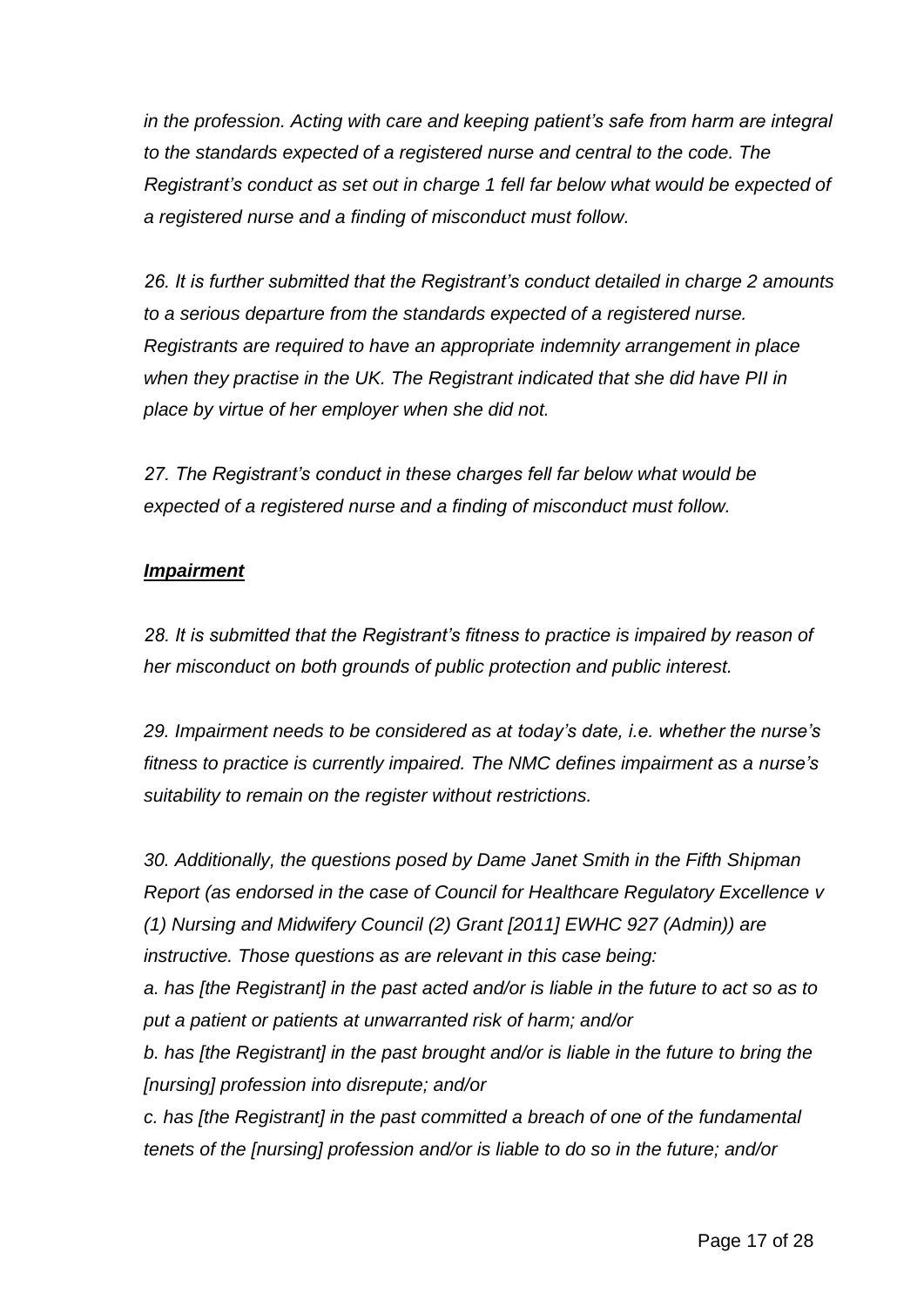*in the profession. Acting with care and keeping patient's safe from harm are integral to the standards expected of a registered nurse and central to the code. The Registrant's conduct as set out in charge 1 fell far below what would be expected of a registered nurse and a finding of misconduct must follow.*

*26. It is further submitted that the Registrant's conduct detailed in charge 2 amounts to a serious departure from the standards expected of a registered nurse. Registrants are required to have an appropriate indemnity arrangement in place when they practise in the UK. The Registrant indicated that she did have PII in place by virtue of her employer when she did not.*

*27. The Registrant's conduct in these charges fell far below what would be expected of a registered nurse and a finding of misconduct must follow.*

***Impairment***

*28. It is submitted that the Registrant's fitness to practice is impaired by reason of her misconduct on both grounds of public protection and public interest.*

*29. Impairment needs to be considered as at today's date, i.e. whether the nurse's fitness to practice is currently impaired. The NMC defines impairment as a nurse's suitability to remain on the register without restrictions.*

*30. Additionally, the questions posed by Dame Janet Smith in the Fifth Shipman Report (as endorsed in the case of Council for Healthcare Regulatory Excellence v (1) Nursing and Midwifery Council (2) Grant [2011] EWHC 927 (Admin)) are instructive. Those questions as are relevant in this case being:*
*a. has [the Registrant] in the past acted and/or is liable in the future to act so as to put a patient or patients at unwarranted risk of harm; and/or*
*b. has [the Registrant] in the past brought and/or is liable in the future to bring the [nursing] profession into disrepute; and/or*
*c. has [the Registrant] in the past committed a breach of one of the fundamental tenets of the [nursing] profession and/or is liable to do so in the future; and/or*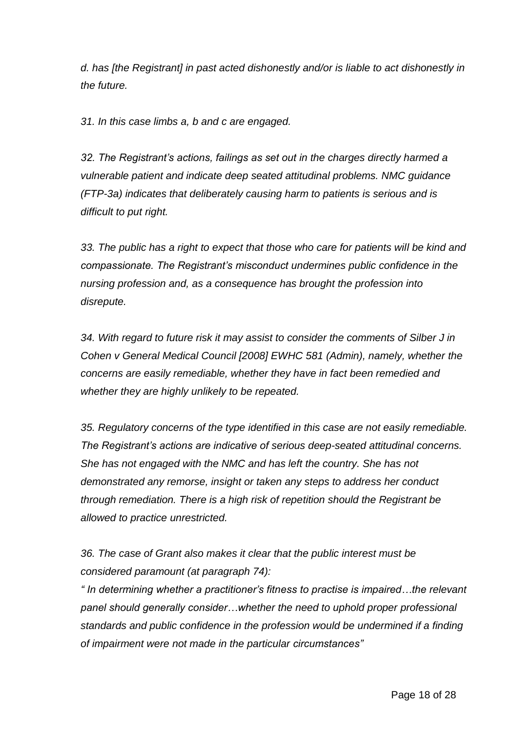*d. has [the Registrant] in past acted dishonestly and/or is liable to act dishonestly in the future.*

*31. In this case limbs a, b and c are engaged.*

*32. The Registrant's actions, failings as set out in the charges directly harmed a vulnerable patient and indicate deep seated attitudinal problems. NMC guidance (FTP-3a) indicates that deliberately causing harm to patients is serious and is difficult to put right.*

*33. The public has a right to expect that those who care for patients will be kind and compassionate. The Registrant's misconduct undermines public confidence in the nursing profession and, as a consequence has brought the profession into disrepute.*

*34. With regard to future risk it may assist to consider the comments of Silber J in Cohen v General Medical Council [2008] EWHC 581 (Admin), namely, whether the concerns are easily remediable, whether they have in fact been remedied and whether they are highly unlikely to be repeated.*

*35. Regulatory concerns of the type identified in this case are not easily remediable. The Registrant's actions are indicative of serious deep-seated attitudinal concerns. She has not engaged with the NMC and has left the country. She has not demonstrated any remorse, insight or taken any steps to address her conduct through remediation. There is a high risk of repetition should the Registrant be allowed to practice unrestricted.*

*36. The case of Grant also makes it clear that the public interest must be considered paramount (at paragraph 74):*

*" In determining whether a practitioner's fitness to practise is impaired…the relevant panel should generally consider…whether the need to uphold proper professional standards and public confidence in the profession would be undermined if a finding of impairment were not made in the particular circumstances"*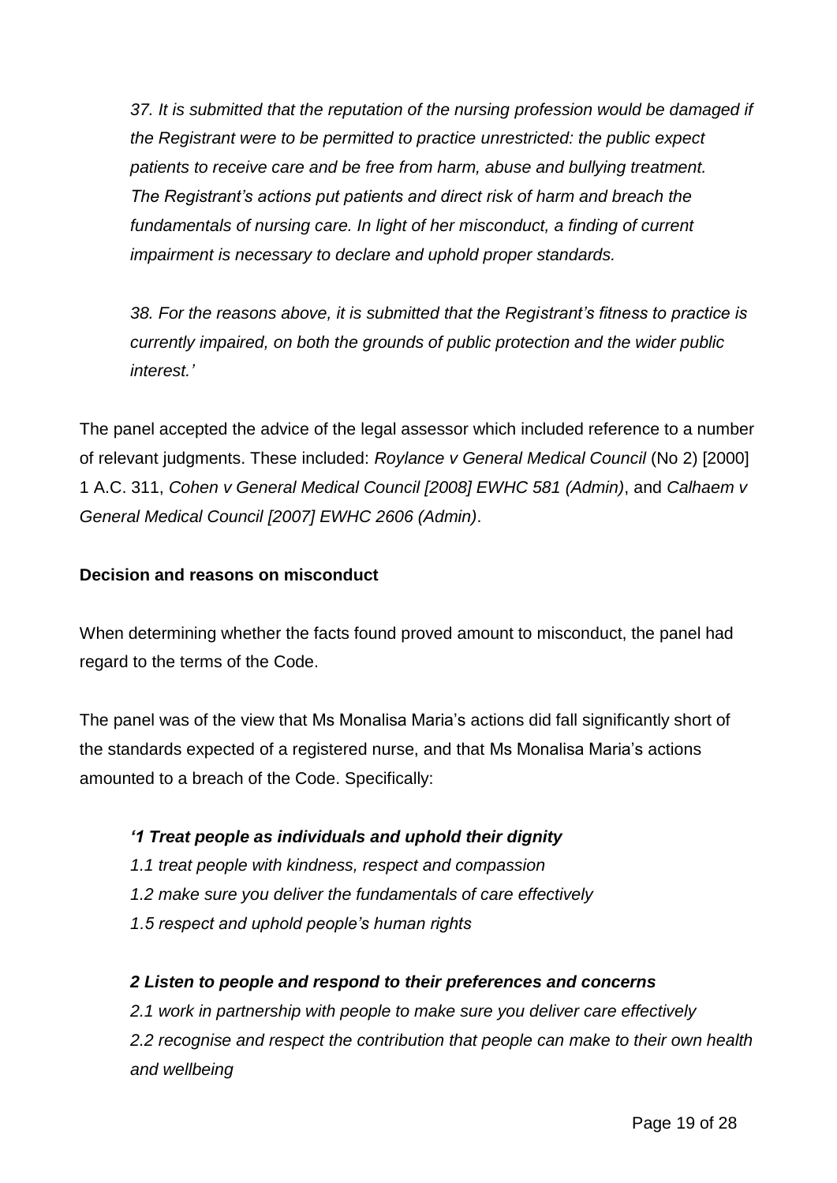*37. It is submitted that the reputation of the nursing profession would be damaged if the Registrant were to be permitted to practice unrestricted: the public expect patients to receive care and be free from harm, abuse and bullying treatment. The Registrant's actions put patients and direct risk of harm and breach the fundamentals of nursing care. In light of her misconduct, a finding of current impairment is necessary to declare and uphold proper standards.*

*38. For the reasons above, it is submitted that the Registrant's fitness to practice is currently impaired, on both the grounds of public protection and the wider public interest.'*

The panel accepted the advice of the legal assessor which included reference to a number of relevant judgments. These included: *Roylance v General Medical Council* (No 2) [2000] 1 A.C. 311, *Cohen v General Medical Council [2008] EWHC 581 (Admin)*, and *Calhaem v General Medical Council [2007] EWHC 2606 (Admin)*.

**Decision and reasons on misconduct**

When determining whether the facts found proved amount to misconduct, the panel had regard to the terms of the Code.

The panel was of the view that Ms Monalisa Maria's actions did fall significantly short of the standards expected of a registered nurse, and that Ms Monalisa Maria's actions amounted to a breach of the Code. Specifically:

***'1 Treat people as individuals and uphold their dignity***

*1.1 treat people with kindness, respect and compassion*

*1.2 make sure you deliver the fundamentals of care effectively*

*1.5 respect and uphold people's human rights*

***2 Listen to people and respond to their preferences and concerns***

*2.1 work in partnership with people to make sure you deliver care effectively*

*2.2 recognise and respect the contribution that people can make to their own health and wellbeing*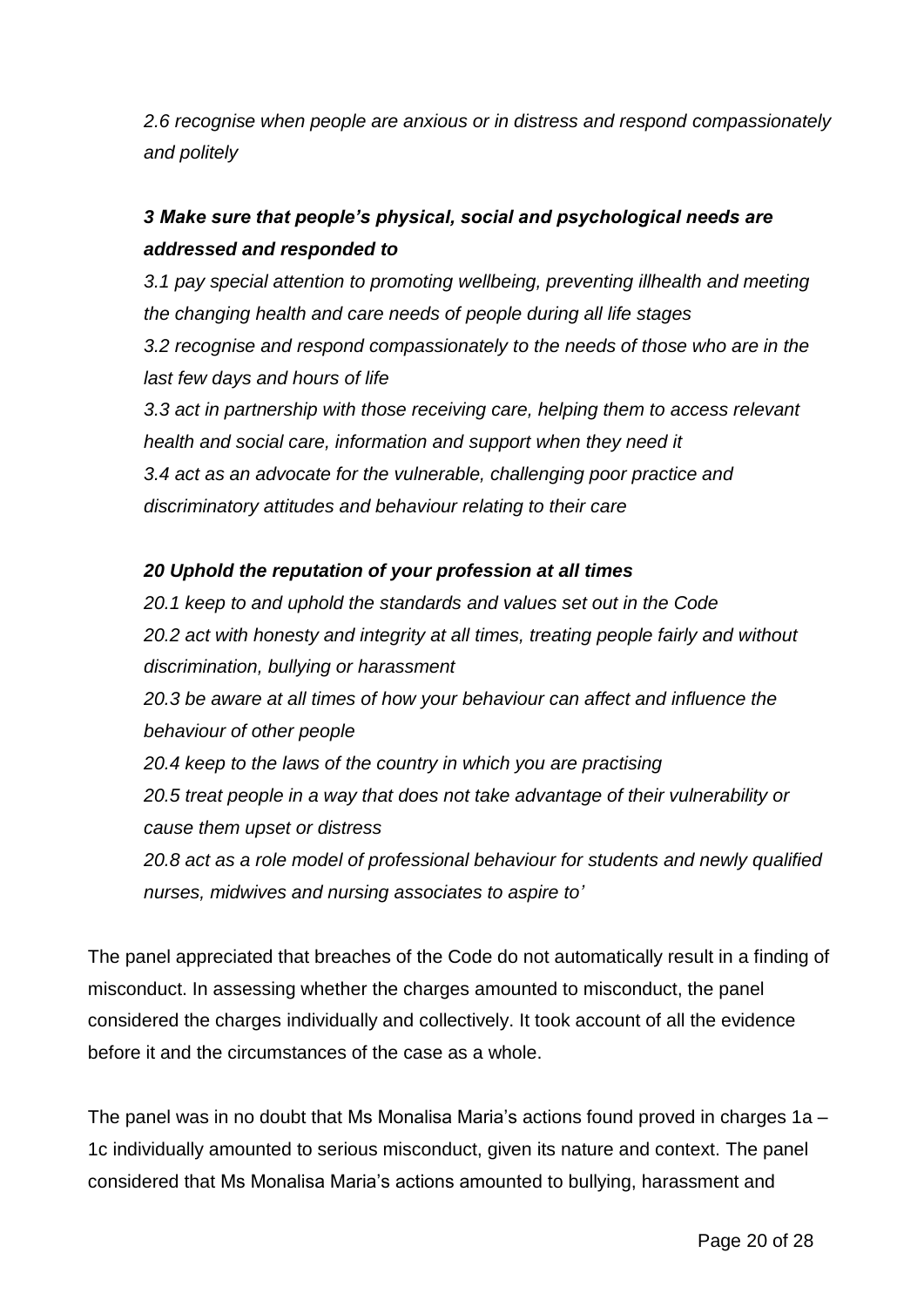*2.6 recognise when people are anxious or in distress and respond compassionately and politely*

***3 Make sure that people's physical, social and psychological needs are addressed and responded to***

*3.1 pay special attention to promoting wellbeing, preventing illhealth and meeting the changing health and care needs of people during all life stages*
*3.2 recognise and respond compassionately to the needs of those who are in the last few days and hours of life*
*3.3 act in partnership with those receiving care, helping them to access relevant health and social care, information and support when they need it*
*3.4 act as an advocate for the vulnerable, challenging poor practice and discriminatory attitudes and behaviour relating to their care*

***20 Uphold the reputation of your profession at all times***

*20.1 keep to and uphold the standards and values set out in the Code*
*20.2 act with honesty and integrity at all times, treating people fairly and without discrimination, bullying or harassment*
*20.3 be aware at all times of how your behaviour can affect and influence the behaviour of other people*
*20.4 keep to the laws of the country in which you are practising*
*20.5 treat people in a way that does not take advantage of their vulnerability or cause them upset or distress*
*20.8 act as a role model of professional behaviour for students and newly qualified nurses, midwives and nursing associates to aspire to'*

The panel appreciated that breaches of the Code do not automatically result in a finding of misconduct. In assessing whether the charges amounted to misconduct, the panel considered the charges individually and collectively. It took account of all the evidence before it and the circumstances of the case as a whole.

The panel was in no doubt that Ms Monalisa Maria's actions found proved in charges 1a – 1c individually amounted to serious misconduct, given its nature and context. The panel considered that Ms Monalisa Maria's actions amounted to bullying, harassment and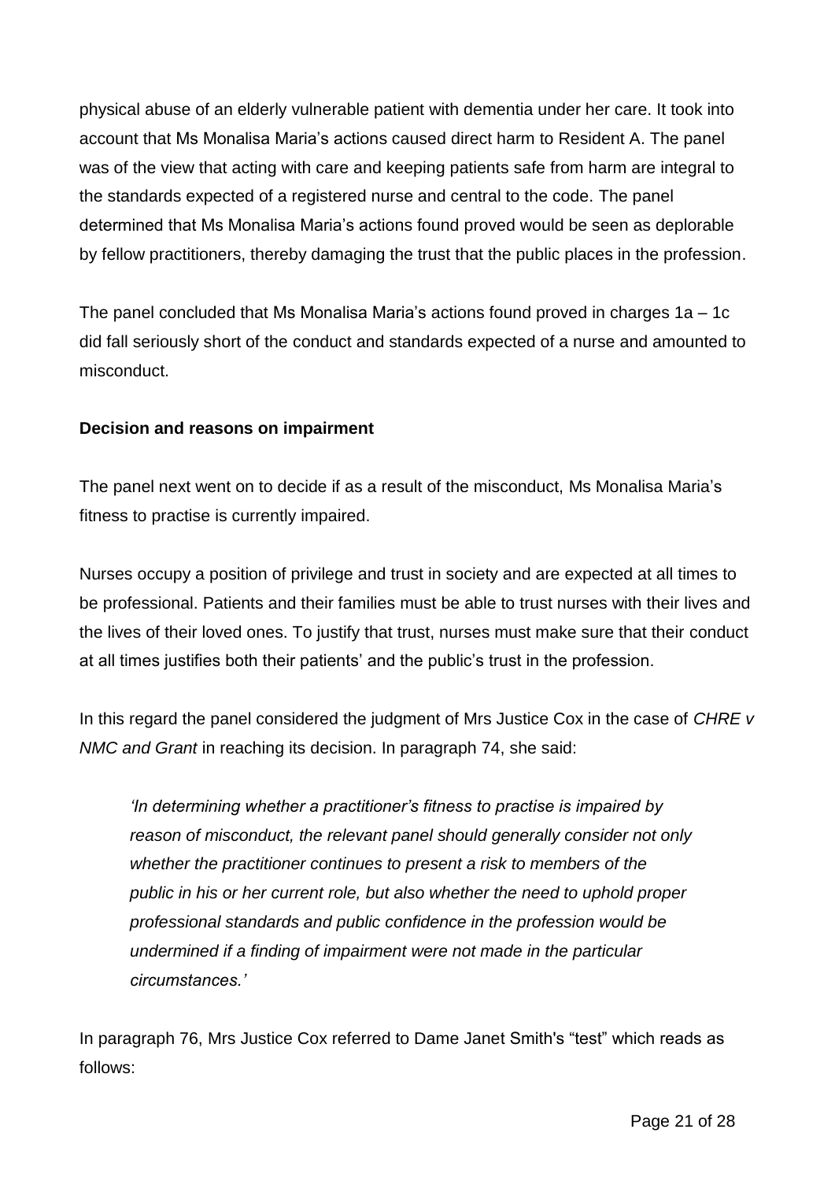physical abuse of an elderly vulnerable patient with dementia under her care. It took into account that Ms Monalisa Maria's actions caused direct harm to Resident A. The panel was of the view that acting with care and keeping patients safe from harm are integral to the standards expected of a registered nurse and central to the code. The panel determined that Ms Monalisa Maria's actions found proved would be seen as deplorable by fellow practitioners, thereby damaging the trust that the public places in the profession.

The panel concluded that Ms Monalisa Maria's actions found proved in charges 1a – 1c did fall seriously short of the conduct and standards expected of a nurse and amounted to misconduct.

**Decision and reasons on impairment**

The panel next went on to decide if as a result of the misconduct, Ms Monalisa Maria's fitness to practise is currently impaired.

Nurses occupy a position of privilege and trust in society and are expected at all times to be professional. Patients and their families must be able to trust nurses with their lives and the lives of their loved ones. To justify that trust, nurses must make sure that their conduct at all times justifies both their patients' and the public's trust in the profession.

In this regard the panel considered the judgment of Mrs Justice Cox in the case of *CHRE v NMC and Grant* in reaching its decision. In paragraph 74, she said:

> *'In determining whether a practitioner's fitness to practise is impaired by reason of misconduct, the relevant panel should generally consider not only whether the practitioner continues to present a risk to members of the public in his or her current role, but also whether the need to uphold proper professional standards and public confidence in the profession would be undermined if a finding of impairment were not made in the particular circumstances.'*

In paragraph 76, Mrs Justice Cox referred to Dame Janet Smith's "test" which reads as follows: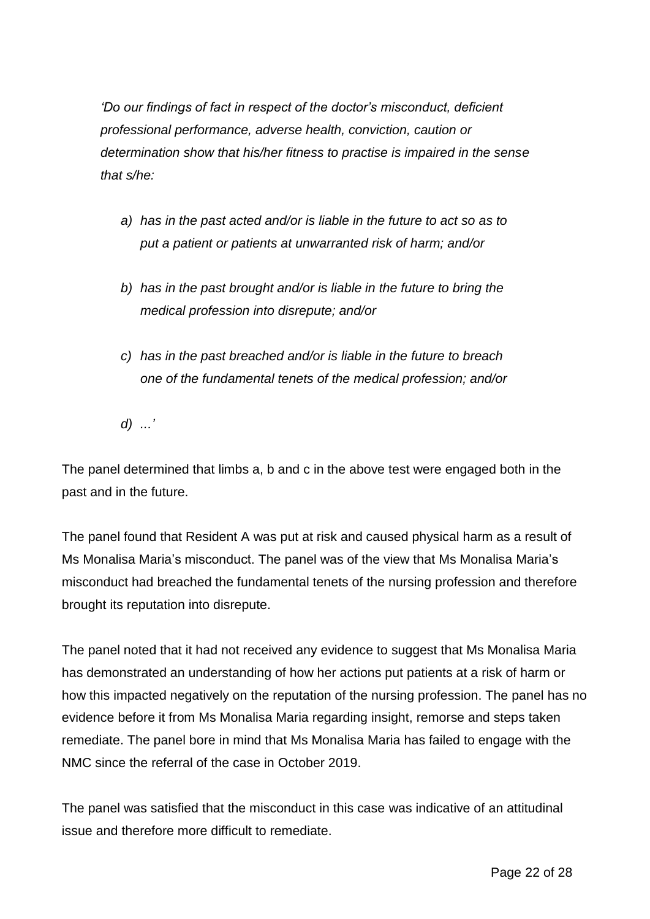*'Do our findings of fact in respect of the doctor's misconduct, deficient professional performance, adverse health, conviction, caution or determination show that his/her fitness to practise is impaired in the sense that s/he:*

*a) has in the past acted and/or is liable in the future to act so as to put a patient or patients at unwarranted risk of harm; and/or*

*b) has in the past brought and/or is liable in the future to bring the medical profession into disrepute; and/or*

*c) has in the past breached and/or is liable in the future to breach one of the fundamental tenets of the medical profession; and/or*

*d) ...'*

The panel determined that limbs a, b and c in the above test were engaged both in the past and in the future.

The panel found that Resident A was put at risk and caused physical harm as a result of Ms Monalisa Maria's misconduct. The panel was of the view that Ms Monalisa Maria's misconduct had breached the fundamental tenets of the nursing profession and therefore brought its reputation into disrepute.

The panel noted that it had not received any evidence to suggest that Ms Monalisa Maria has demonstrated an understanding of how her actions put patients at a risk of harm or how this impacted negatively on the reputation of the nursing profession. The panel has no evidence before it from Ms Monalisa Maria regarding insight, remorse and steps taken remediate. The panel bore in mind that Ms Monalisa Maria has failed to engage with the NMC since the referral of the case in October 2019.

The panel was satisfied that the misconduct in this case was indicative of an attitudinal issue and therefore more difficult to remediate.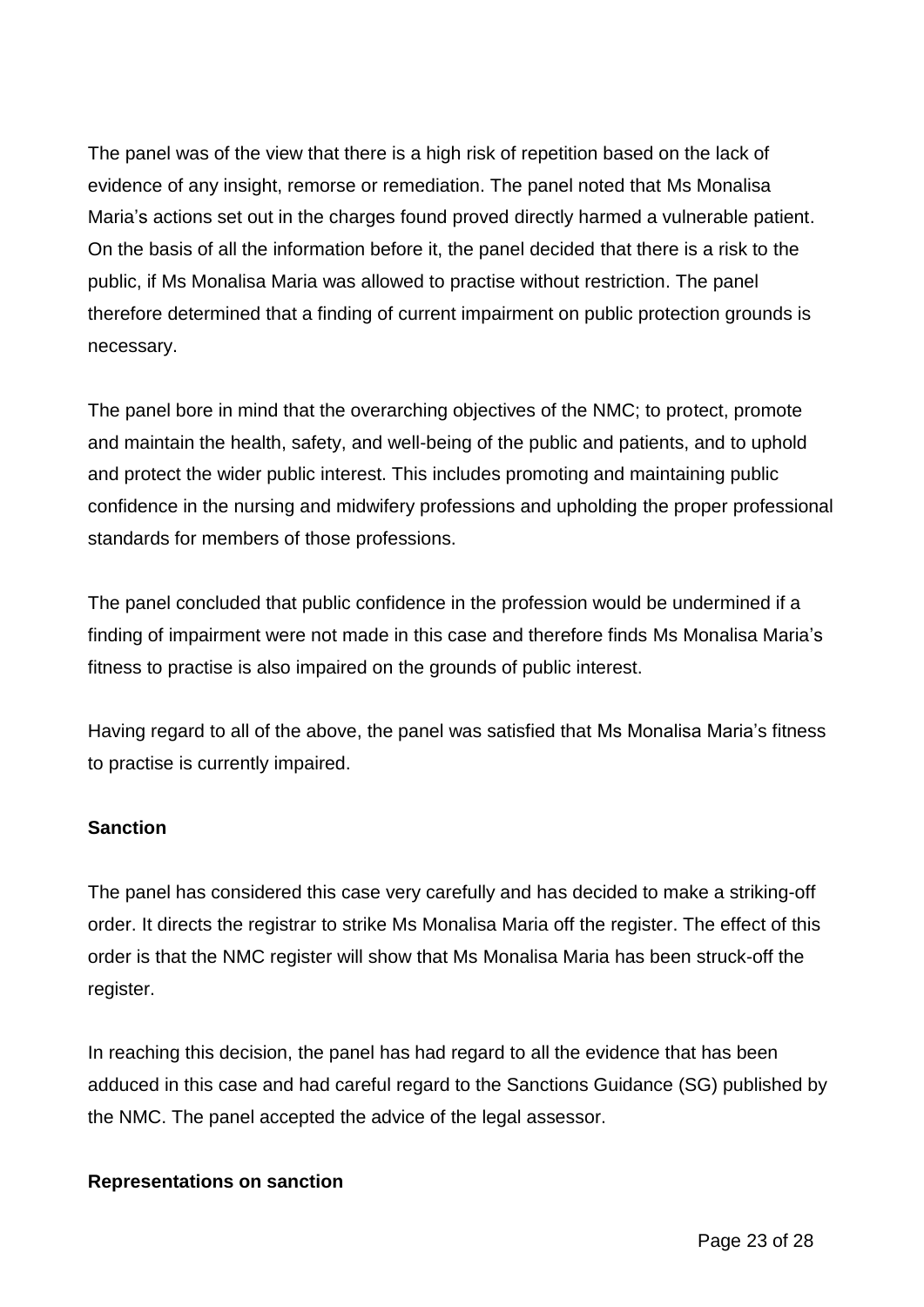The panel was of the view that there is a high risk of repetition based on the lack of evidence of any insight, remorse or remediation. The panel noted that Ms Monalisa Maria's actions set out in the charges found proved directly harmed a vulnerable patient. On the basis of all the information before it, the panel decided that there is a risk to the public, if Ms Monalisa Maria was allowed to practise without restriction. The panel therefore determined that a finding of current impairment on public protection grounds is necessary.

The panel bore in mind that the overarching objectives of the NMC; to protect, promote and maintain the health, safety, and well-being of the public and patients, and to uphold and protect the wider public interest. This includes promoting and maintaining public confidence in the nursing and midwifery professions and upholding the proper professional standards for members of those professions.

The panel concluded that public confidence in the profession would be undermined if a finding of impairment were not made in this case and therefore finds Ms Monalisa Maria's fitness to practise is also impaired on the grounds of public interest.

Having regard to all of the above, the panel was satisfied that Ms Monalisa Maria's fitness to practise is currently impaired.

**Sanction**

The panel has considered this case very carefully and has decided to make a striking-off order. It directs the registrar to strike Ms Monalisa Maria off the register. The effect of this order is that the NMC register will show that Ms Monalisa Maria has been struck-off the register.

In reaching this decision, the panel has had regard to all the evidence that has been adduced in this case and had careful regard to the Sanctions Guidance (SG) published by the NMC. The panel accepted the advice of the legal assessor.

**Representations on sanction**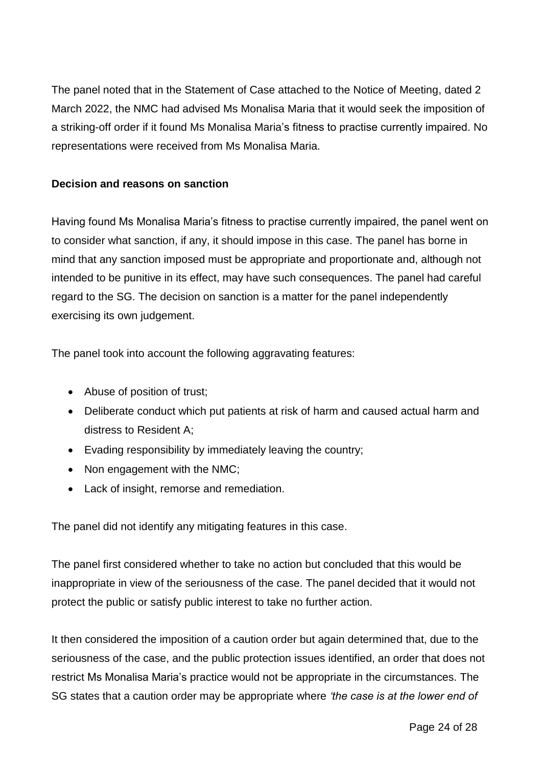The panel noted that in the Statement of Case attached to the Notice of Meeting, dated 2 March 2022, the NMC had advised Ms Monalisa Maria that it would seek the imposition of a striking-off order if it found Ms Monalisa Maria's fitness to practise currently impaired. No representations were received from Ms Monalisa Maria.

**Decision and reasons on sanction**

Having found Ms Monalisa Maria's fitness to practise currently impaired, the panel went on to consider what sanction, if any, it should impose in this case. The panel has borne in mind that any sanction imposed must be appropriate and proportionate and, although not intended to be punitive in its effect, may have such consequences. The panel had careful regard to the SG. The decision on sanction is a matter for the panel independently exercising its own judgement.

The panel took into account the following aggravating features:

- Abuse of position of trust;
- Deliberate conduct which put patients at risk of harm and caused actual harm and distress to Resident A;
- Evading responsibility by immediately leaving the country;
- Non engagement with the NMC;
- Lack of insight, remorse and remediation.

The panel did not identify any mitigating features in this case.

The panel first considered whether to take no action but concluded that this would be inappropriate in view of the seriousness of the case. The panel decided that it would not protect the public or satisfy public interest to take no further action.

It then considered the imposition of a caution order but again determined that, due to the seriousness of the case, and the public protection issues identified, an order that does not restrict Ms Monalisa Maria's practice would not be appropriate in the circumstances. The SG states that a caution order may be appropriate where *'the case is at the lower end of*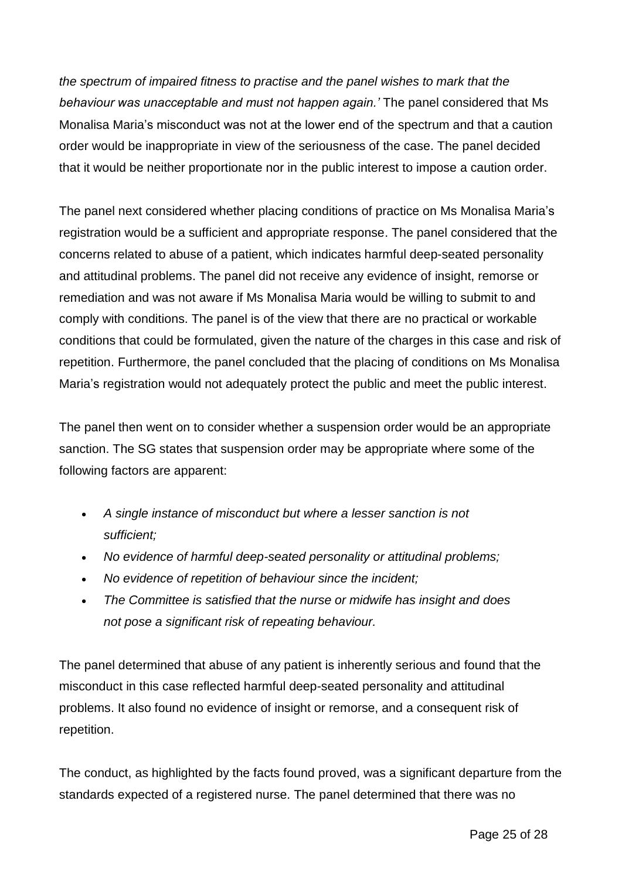*the spectrum of impaired fitness to practise and the panel wishes to mark that the behaviour was unacceptable and must not happen again.'* The panel considered that Ms Monalisa Maria's misconduct was not at the lower end of the spectrum and that a caution order would be inappropriate in view of the seriousness of the case. The panel decided that it would be neither proportionate nor in the public interest to impose a caution order.

The panel next considered whether placing conditions of practice on Ms Monalisa Maria's registration would be a sufficient and appropriate response. The panel considered that the concerns related to abuse of a patient, which indicates harmful deep-seated personality and attitudinal problems. The panel did not receive any evidence of insight, remorse or remediation and was not aware if Ms Monalisa Maria would be willing to submit to and comply with conditions. The panel is of the view that there are no practical or workable conditions that could be formulated, given the nature of the charges in this case and risk of repetition. Furthermore, the panel concluded that the placing of conditions on Ms Monalisa Maria's registration would not adequately protect the public and meet the public interest.

The panel then went on to consider whether a suspension order would be an appropriate sanction. The SG states that suspension order may be appropriate where some of the following factors are apparent:

- *A single instance of misconduct but where a lesser sanction is not sufficient;*
- *No evidence of harmful deep-seated personality or attitudinal problems;*
- *No evidence of repetition of behaviour since the incident;*
- *The Committee is satisfied that the nurse or midwife has insight and does not pose a significant risk of repeating behaviour.*

The panel determined that abuse of any patient is inherently serious and found that the misconduct in this case reflected harmful deep-seated personality and attitudinal problems. It also found no evidence of insight or remorse, and a consequent risk of repetition.

The conduct, as highlighted by the facts found proved, was a significant departure from the standards expected of a registered nurse. The panel determined that there was no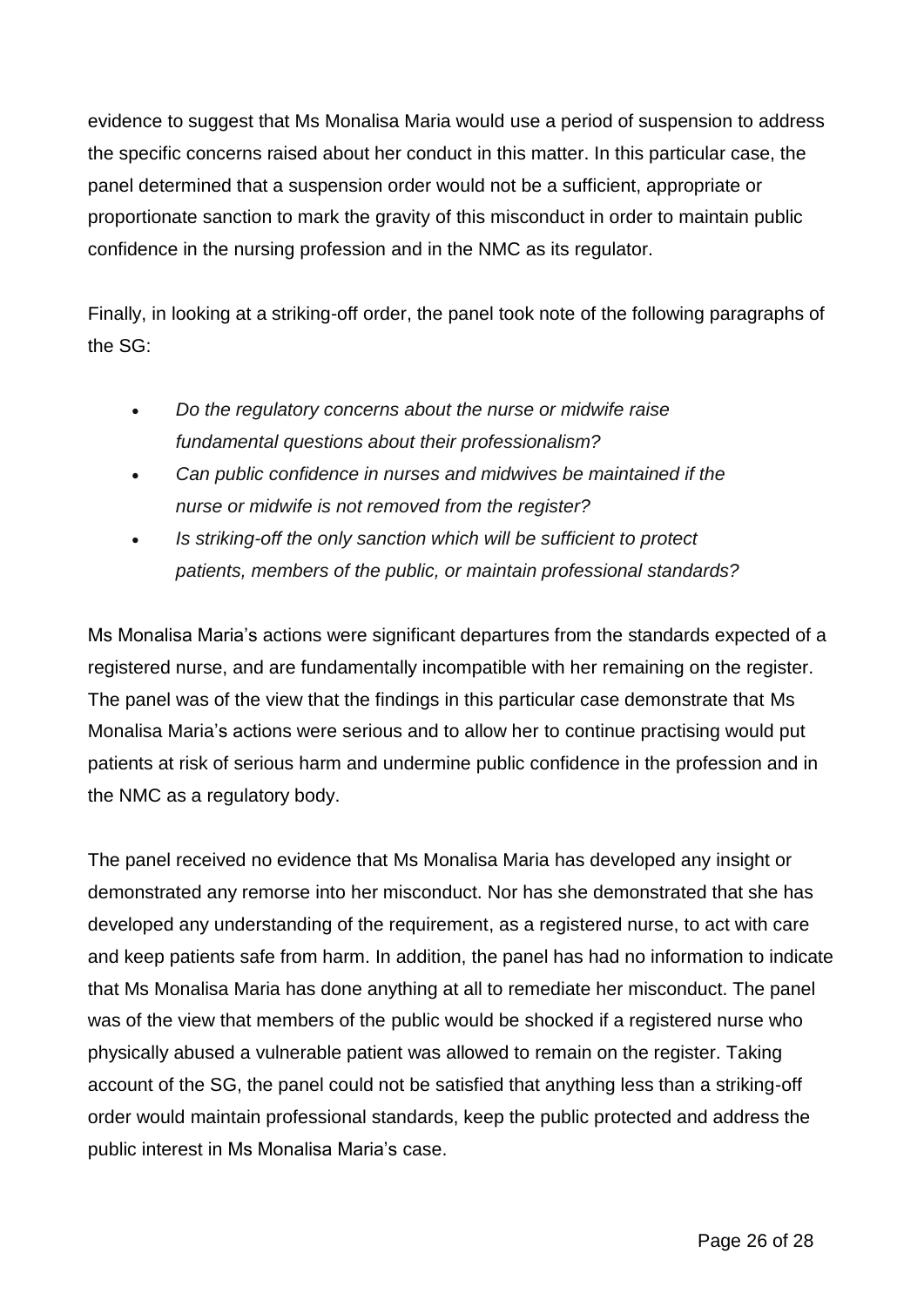evidence to suggest that Ms Monalisa Maria would use a period of suspension to address the specific concerns raised about her conduct in this matter. In this particular case, the panel determined that a suspension order would not be a sufficient, appropriate or proportionate sanction to mark the gravity of this misconduct in order to maintain public confidence in the nursing profession and in the NMC as its regulator.

Finally, in looking at a striking-off order, the panel took note of the following paragraphs of the SG:

- *Do the regulatory concerns about the nurse or midwife raise fundamental questions about their professionalism?*
- *Can public confidence in nurses and midwives be maintained if the nurse or midwife is not removed from the register?*
- *Is striking-off the only sanction which will be sufficient to protect patients, members of the public, or maintain professional standards?*

Ms Monalisa Maria's actions were significant departures from the standards expected of a registered nurse, and are fundamentally incompatible with her remaining on the register. The panel was of the view that the findings in this particular case demonstrate that Ms Monalisa Maria's actions were serious and to allow her to continue practising would put patients at risk of serious harm and undermine public confidence in the profession and in the NMC as a regulatory body.

The panel received no evidence that Ms Monalisa Maria has developed any insight or demonstrated any remorse into her misconduct. Nor has she demonstrated that she has developed any understanding of the requirement, as a registered nurse, to act with care and keep patients safe from harm. In addition, the panel has had no information to indicate that Ms Monalisa Maria has done anything at all to remediate her misconduct. The panel was of the view that members of the public would be shocked if a registered nurse who physically abused a vulnerable patient was allowed to remain on the register. Taking account of the SG, the panel could not be satisfied that anything less than a striking-off order would maintain professional standards, keep the public protected and address the public interest in Ms Monalisa Maria's case.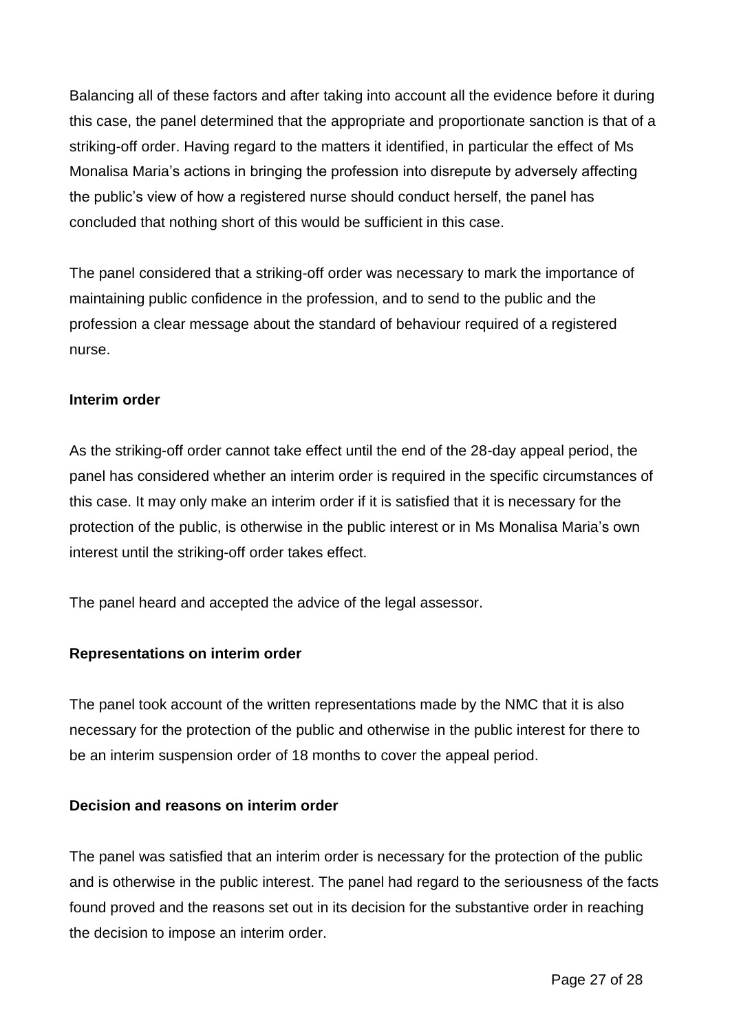Balancing all of these factors and after taking into account all the evidence before it during this case, the panel determined that the appropriate and proportionate sanction is that of a striking-off order. Having regard to the matters it identified, in particular the effect of Ms Monalisa Maria's actions in bringing the profession into disrepute by adversely affecting the public's view of how a registered nurse should conduct herself, the panel has concluded that nothing short of this would be sufficient in this case.

The panel considered that a striking-off order was necessary to mark the importance of maintaining public confidence in the profession, and to send to the public and the profession a clear message about the standard of behaviour required of a registered nurse.

**Interim order**

As the striking-off order cannot take effect until the end of the 28-day appeal period, the panel has considered whether an interim order is required in the specific circumstances of this case. It may only make an interim order if it is satisfied that it is necessary for the protection of the public, is otherwise in the public interest or in Ms Monalisa Maria's own interest until the striking-off order takes effect.

The panel heard and accepted the advice of the legal assessor.

**Representations on interim order**

The panel took account of the written representations made by the NMC that it is also necessary for the protection of the public and otherwise in the public interest for there to be an interim suspension order of 18 months to cover the appeal period.

**Decision and reasons on interim order**

The panel was satisfied that an interim order is necessary for the protection of the public and is otherwise in the public interest. The panel had regard to the seriousness of the facts found proved and the reasons set out in its decision for the substantive order in reaching the decision to impose an interim order.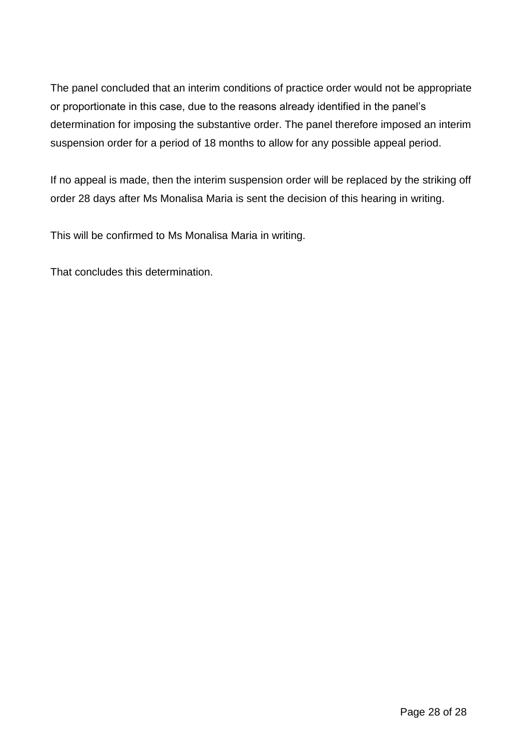The panel concluded that an interim conditions of practice order would not be appropriate or proportionate in this case, due to the reasons already identified in the panel's determination for imposing the substantive order. The panel therefore imposed an interim suspension order for a period of 18 months to allow for any possible appeal period.

If no appeal is made, then the interim suspension order will be replaced by the striking off order 28 days after Ms Monalisa Maria is sent the decision of this hearing in writing.

This will be confirmed to Ms Monalisa Maria in writing.

That concludes this determination.